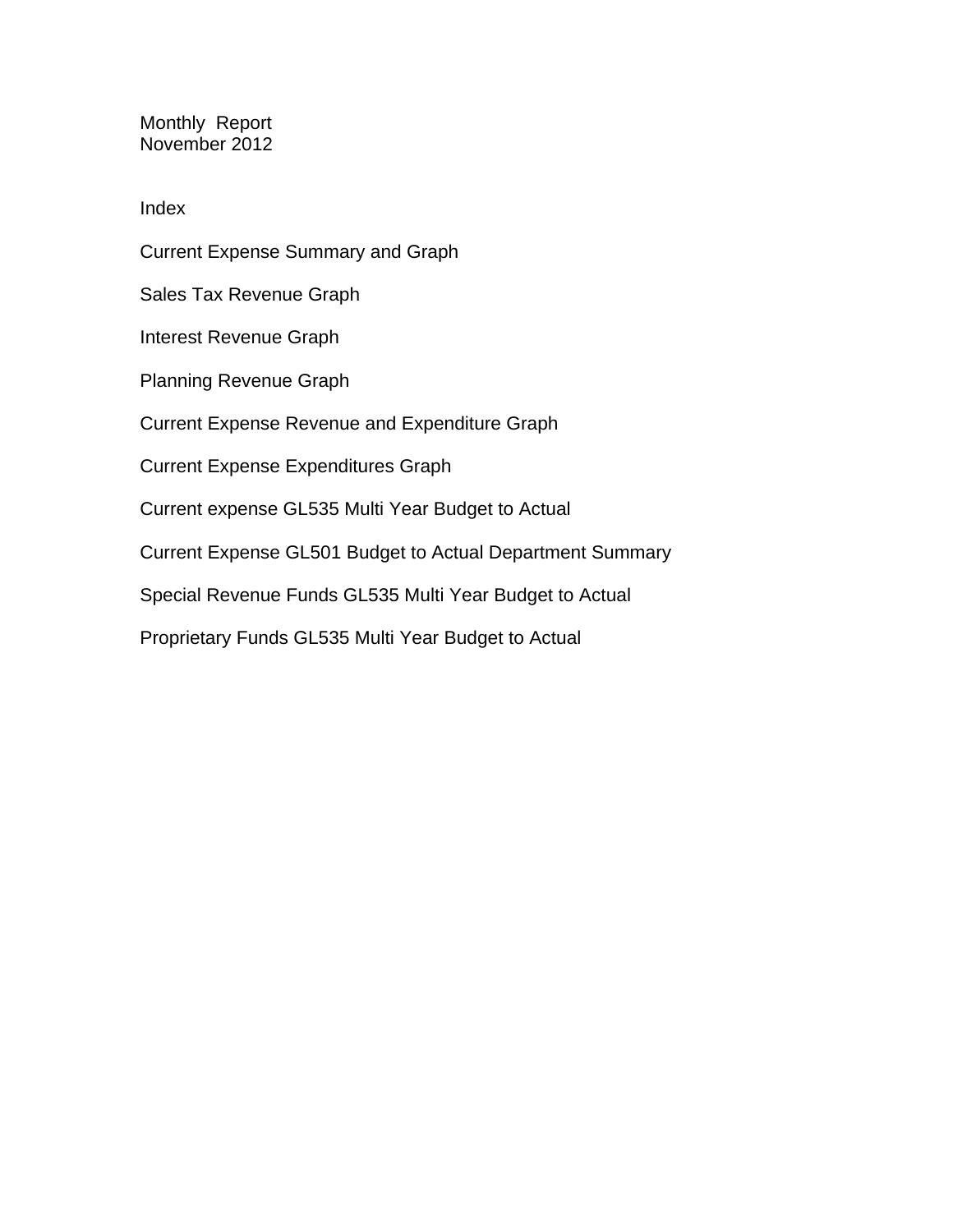# Monthly Report
## November 2012

## Index

Current Expense Summary and Graph

Sales Tax Revenue Graph

Interest Revenue Graph

Planning Revenue Graph

Current Expense Revenue and Expenditure Graph

Current Expense Expenditures Graph

Current expense GL535 Multi Year Budget to Actual

Current Expense GL501 Budget to Actual Department Summary

Special Revenue Funds GL535 Multi Year Budget to Actual

Proprietary Funds GL535 Multi Year Budget to Actual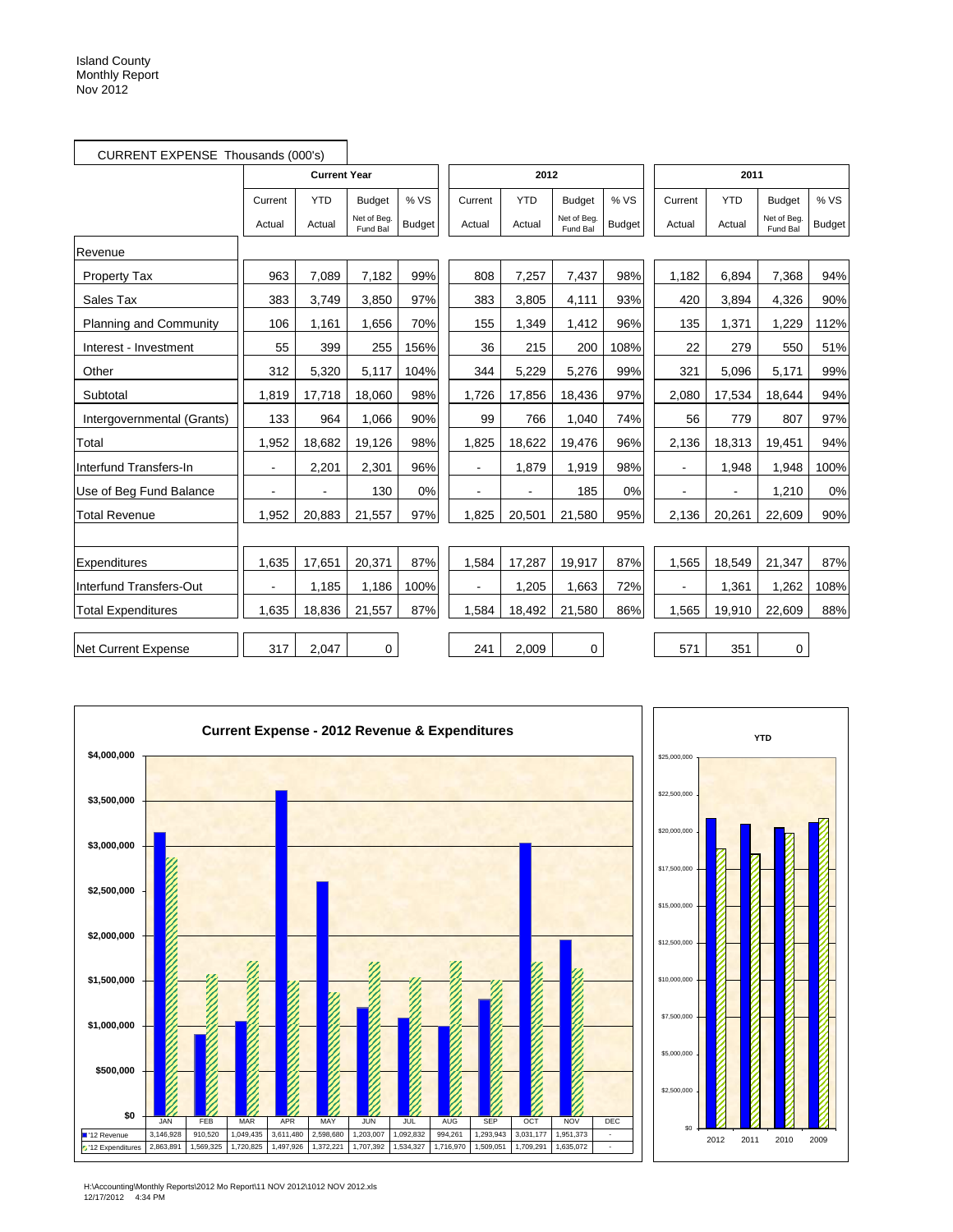Island County
Monthly Report
Nov 2012

CURRENT EXPENSE Thousands (000's)

| | Current Year | | | | 2012 | | | | 2011 | | | |
|---|---|---|---|---|---|---|---|---|---|---|---|---|
| | Current Actual | YTD Actual | Budget Net of Beg. Fund Bal | % VS Budget | Current Actual | YTD Actual | Budget Net of Beg. Fund Bal | % VS Budget | Current Actual | YTD Actual | Budget Net of Beg. Fund Bal | % VS Budget |
| **Revenue** | | | | | | | | | | | | |
| Property Tax | 963 | 7,089 | 7,182 | 99% | 808 | 7,257 | 7,437 | 98% | 1,182 | 6,894 | 7,368 | 94% |
| Sales Tax | 383 | 3,749 | 3,850 | 97% | 383 | 3,805 | 4,111 | 93% | 420 | 3,894 | 4,326 | 90% |
| Planning and Community | 106 | 1,161 | 1,656 | 70% | 155 | 1,349 | 1,412 | 96% | 135 | 1,371 | 1,229 | 112% |
| Interest - Investment | 55 | 399 | 255 | 156% | 36 | 215 | 200 | 108% | 22 | 279 | 550 | 51% |
| Other | 312 | 5,320 | 5,117 | 104% | 344 | 5,229 | 5,276 | 99% | 321 | 5,096 | 5,171 | 99% |
| Subtotal | 1,819 | 17,718 | 18,060 | 98% | 1,726 | 17,856 | 18,436 | 97% | 2,080 | 17,534 | 18,644 | 94% |
| Intergovernmental (Grants) | 133 | 964 | 1,066 | 90% | 99 | 766 | 1,040 | 74% | 56 | 779 | 807 | 97% |
| Total | 1,952 | 18,682 | 19,126 | 98% | 1,825 | 18,622 | 19,476 | 96% | 2,136 | 18,313 | 19,451 | 94% |
| Interfund Transfers-In | - | 2,201 | 2,301 | 96% | - | 1,879 | 1,919 | 98% | - | 1,948 | 1,948 | 100% |
| Use of Beg Fund Balance | - | - | 130 | 0% | - | - | 185 | 0% | - | - | 1,210 | 0% |
| Total Revenue | 1,952 | 20,883 | 21,557 | 97% | 1,825 | 20,501 | 21,580 | 95% | 2,136 | 20,261 | 22,609 | 90% |
| | | | | | | | | | | | | |
| Expenditures | 1,635 | 17,651 | 20,371 | 87% | 1,584 | 17,287 | 19,917 | 87% | 1,565 | 18,549 | 21,347 | 87% |
| Interfund Transfers-Out | - | 1,185 | 1,186 | 100% | - | 1,205 | 1,663 | 72% | - | 1,361 | 1,262 | 108% |
| Total Expenditures | 1,635 | 18,836 | 21,557 | 87% | 1,584 | 18,492 | 21,580 | 86% | 1,565 | 19,910 | 22,609 | 88% |
| | | | | | | | | | | | | |
| Net Current Expense | 317 | 2,047 | 0 | | 241 | 2,009 | 0 | | 571 | 351 | 0 | |

**Current Expense - 2012 Revenue & Expenditures**

| | JAN | FEB | MAR | APR | MAY | JUN | JUL | AUG | SEP | OCT | NOV | DEC |
|---|---|---|---|---|---|---|---|---|---|---|---|---|
| '12 Revenue | 3,146,928 | 910,520 | 1,049,435 | 3,611,480 | 2,598,680 | 1,203,007 | 1,092,832 | 994,261 | 1,293,943 | 3,031,177 | 1,951,373 | - |
| '12 Expenditures | 2,863,891 | 1,569,325 | 1,720,825 | 1,497,926 | 1,372,221 | 1,707,392 | 1,534,327 | 1,716,970 | 1,509,051 | 1,709,291 | 1,635,072 | - |

**YTD**

H:\Accounting\Monthly Reports\2012 Mo Report\11 NOV 2012\1012 NOV 2012.xls
12/17/2012 4:34 PM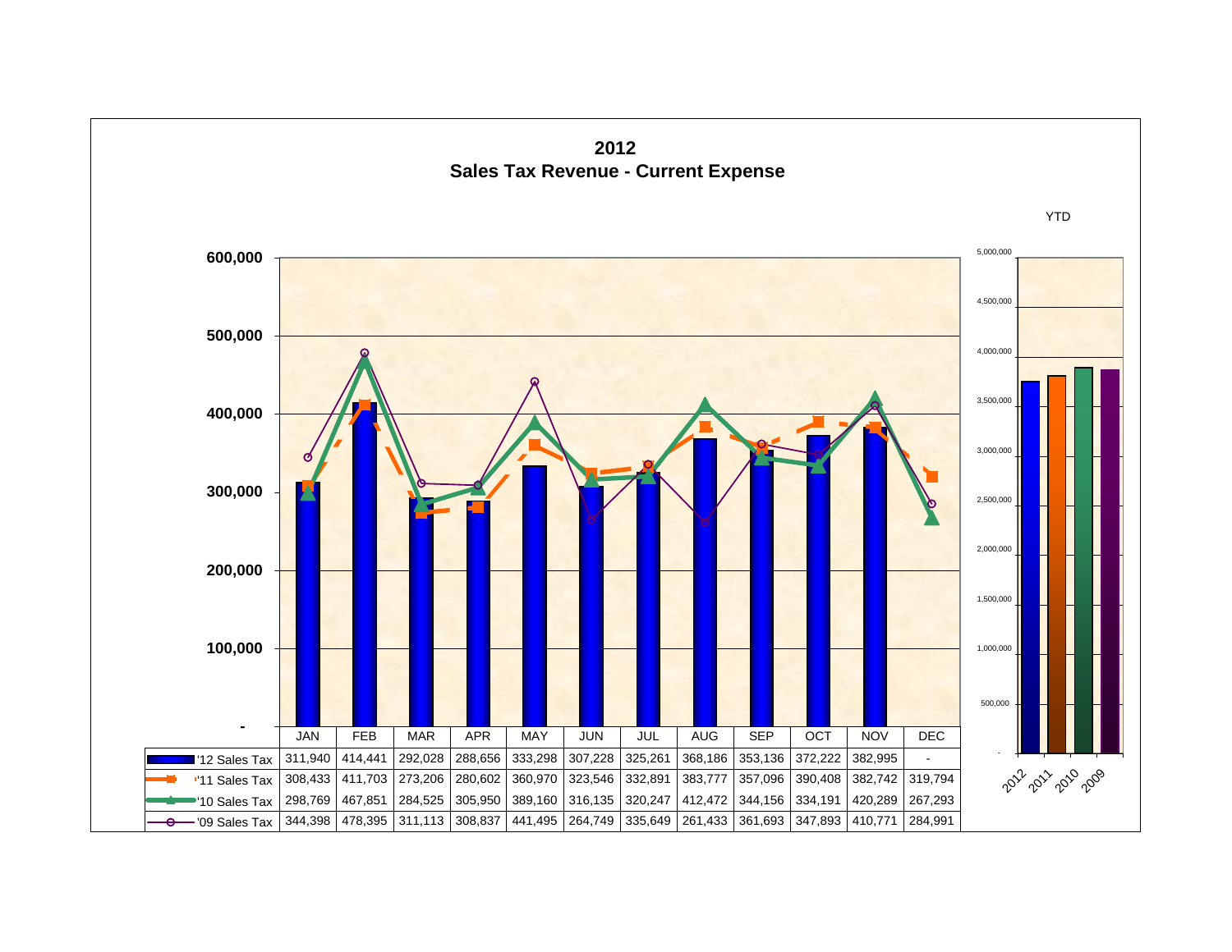# 2012
## Sales Tax Revenue - Current Expense

| | JAN | FEB | MAR | APR | MAY | JUN | JUL | AUG | SEP | OCT | NOV | DEC |
|---|---|---|---|---|---|---|---|---|---|---|---|---|
| '12 Sales Tax | 311,940 | 414,441 | 292,028 | 288,656 | 333,298 | 307,228 | 325,261 | 368,186 | 353,136 | 372,222 | 382,995 | - |
| '11 Sales Tax | 308,433 | 411,703 | 273,206 | 280,602 | 360,970 | 323,546 | 332,891 | 383,777 | 357,096 | 390,408 | 382,742 | 319,794 |
| '10 Sales Tax | 298,769 | 467,851 | 284,525 | 305,950 | 389,160 | 316,135 | 320,247 | 412,472 | 344,156 | 334,191 | 420,289 | 267,293 |
| '09 Sales Tax | 344,398 | 478,395 | 311,113 | 308,837 | 441,495 | 264,749 | 335,649 | 261,433 | 361,693 | 347,893 | 410,771 | 284,991 |

YTD

Years: 2012, 2011, 2010, 2009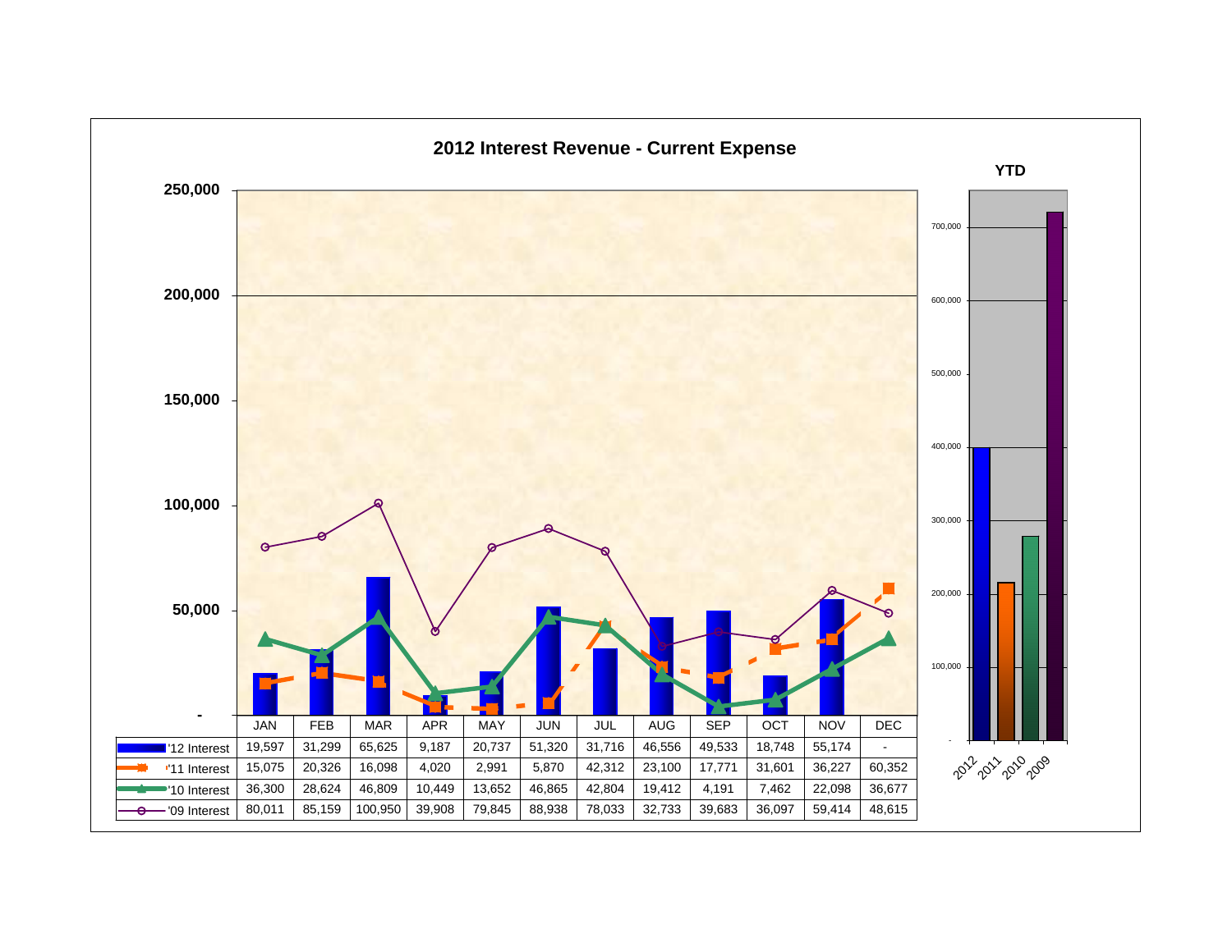## 2012 Interest Revenue - Current Expense

|  | JAN | FEB | MAR | APR | MAY | JUN | JUL | AUG | SEP | OCT | NOV | DEC |
|---|---|---|---|---|---|---|---|---|---|---|---|---|
| '12 Interest | 19,597 | 31,299 | 65,625 | 9,187 | 20,737 | 51,320 | 31,716 | 46,556 | 49,533 | 18,748 | 55,174 | - |
| '11 Interest | 15,075 | 20,326 | 16,098 | 4,020 | 2,991 | 5,870 | 42,312 | 23,100 | 17,771 | 31,601 | 36,227 | 60,352 |
| '10 Interest | 36,300 | 28,624 | 46,809 | 10,449 | 13,652 | 46,865 | 42,804 | 19,412 | 4,191 | 7,462 | 22,098 | 36,677 |
| '09 Interest | 80,011 | 85,159 | 100,950 | 39,908 | 79,845 | 88,938 | 78,033 | 32,733 | 39,683 | 36,097 | 59,414 | 48,615 |

**YTD**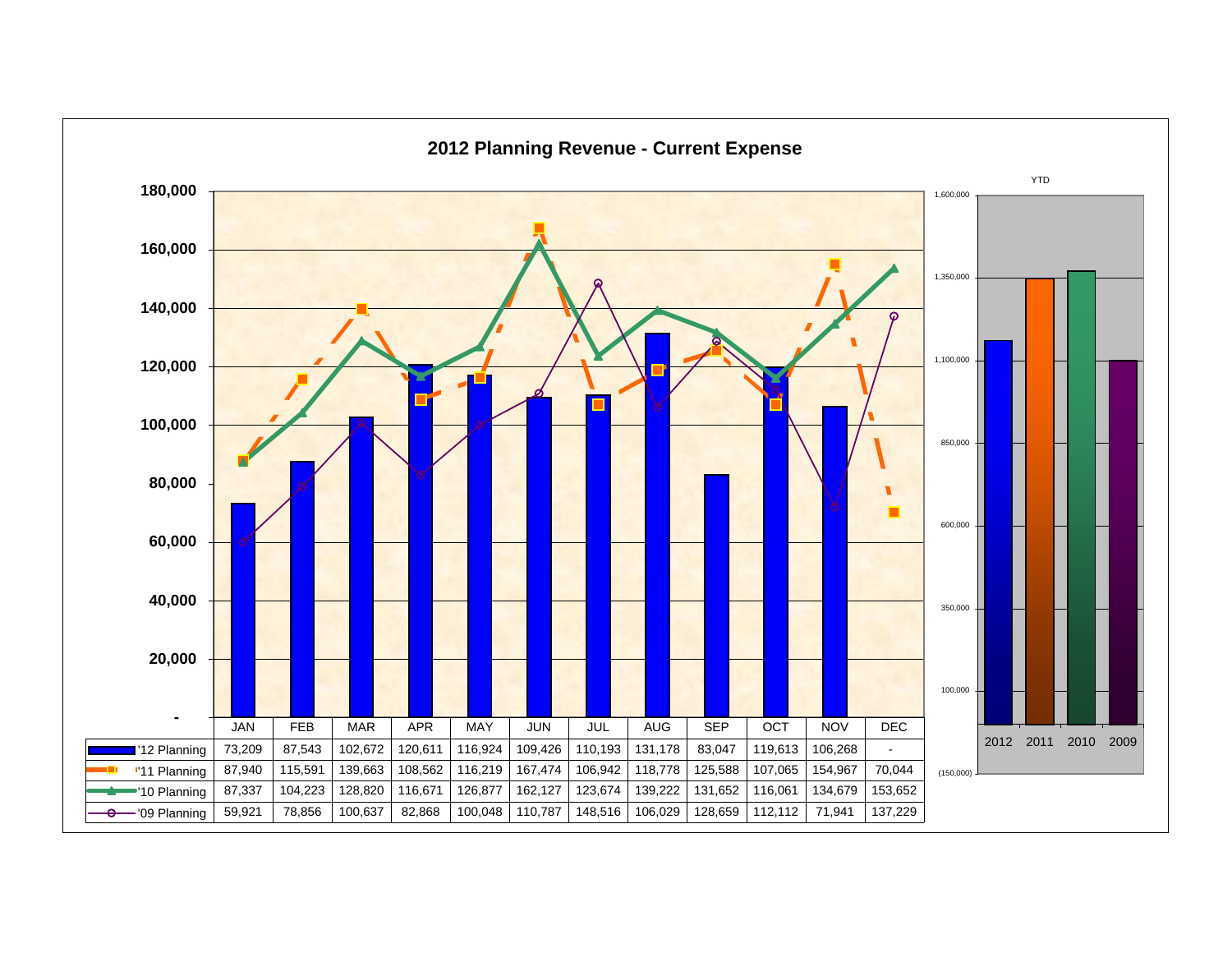# 2012 Planning Revenue - Current Expense

| | JAN | FEB | MAR | APR | MAY | JUN | JUL | AUG | SEP | OCT | NOV | DEC |
|---|---|---|---|---|---|---|---|---|---|---|---|---|
| '12 Planning | 73,209 | 87,543 | 102,672 | 120,611 | 116,924 | 109,426 | 110,193 | 131,178 | 83,047 | 119,613 | 106,268 | - |
| '11 Planning | 87,940 | 115,591 | 139,663 | 108,562 | 116,219 | 167,474 | 106,942 | 118,778 | 125,588 | 107,065 | 154,967 | 70,044 |
| '10 Planning | 87,337 | 104,223 | 128,820 | 116,671 | 126,877 | 162,127 | 123,674 | 139,222 | 131,652 | 116,061 | 134,679 | 153,652 |
| '09 Planning | 59,921 | 78,856 | 100,637 | 82,868 | 100,048 | 110,787 | 148,516 | 106,029 | 128,659 | 112,112 | 71,941 | 137,229 |

YTD

2012 2011 2010 2009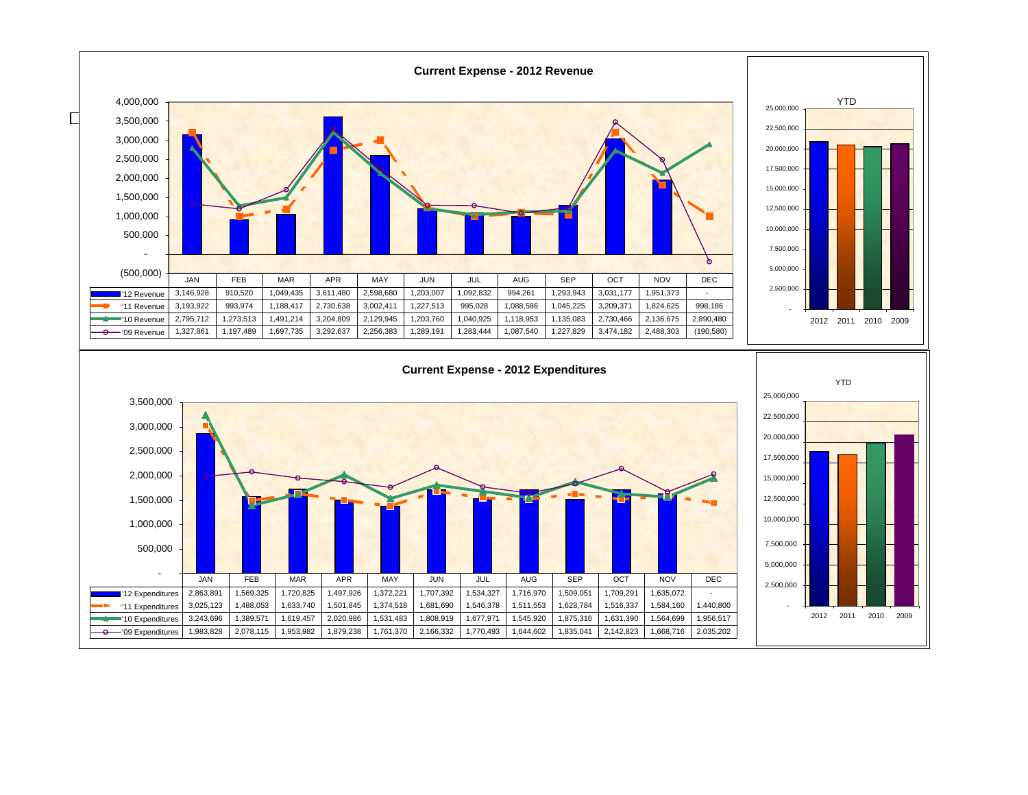## Current Expense - 2012 Revenue

| | JAN | FEB | MAR | APR | MAY | JUN | JUL | AUG | SEP | OCT | NOV | DEC |
|---|---|---|---|---|---|---|---|---|---|---|---|---|
| '12 Revenue | 3,146,928 | 910,520 | 1,049,435 | 3,611,480 | 2,598,680 | 1,203,007 | 1,092,832 | 994,261 | 1,293,943 | 3,031,177 | 1,951,373 | - |
| '11 Revenue | 3,193,922 | 993,974 | 1,188,417 | 2,730,638 | 3,002,411 | 1,227,513 | 995,028 | 1,088,586 | 1,045,225 | 3,209,371 | 1,824,625 | 998,186 |
| '10 Revenue | 2,795,712 | 1,273,513 | 1,491,214 | 3,204,809 | 2,129,945 | 1,203,760 | 1,040,925 | 1,118,953 | 1,135,083 | 2,730,466 | 2,136,675 | 2,890,480 |
| '09 Revenue | 1,327,861 | 1,197,489 | 1,697,735 | 3,292,637 | 2,256,383 | 1,289,191 | 1,283,444 | 1,087,540 | 1,227,829 | 3,474,182 | 2,488,303 | (190,580) |

YTD: 2012, 2011, 2010, 2009

## Current Expense - 2012 Expenditures

| | JAN | FEB | MAR | APR | MAY | JUN | JUL | AUG | SEP | OCT | NOV | DEC |
|---|---|---|---|---|---|---|---|---|---|---|---|---|
| '12 Expenditures | 2,863,891 | 1,569,325 | 1,720,825 | 1,497,926 | 1,372,221 | 1,707,392 | 1,534,327 | 1,716,970 | 1,509,051 | 1,709,291 | 1,635,072 | - |
| '11 Expenditures | 3,025,123 | 1,488,053 | 1,633,740 | 1,501,845 | 1,374,518 | 1,681,690 | 1,546,378 | 1,511,553 | 1,628,784 | 1,516,337 | 1,584,160 | 1,440,800 |
| '10 Expenditures | 3,243,696 | 1,389,571 | 1,619,457 | 2,020,986 | 1,531,483 | 1,808,919 | 1,677,971 | 1,545,920 | 1,875,316 | 1,631,390 | 1,564,699 | 1,956,517 |
| '09 Expenditures | 1,983,828 | 2,078,115 | 1,953,982 | 1,879,238 | 1,761,370 | 2,166,332 | 1,770,493 | 1,644,602 | 1,835,041 | 2,142,823 | 1,668,716 | 2,035,202 |

YTD: 2012, 2011, 2010, 2009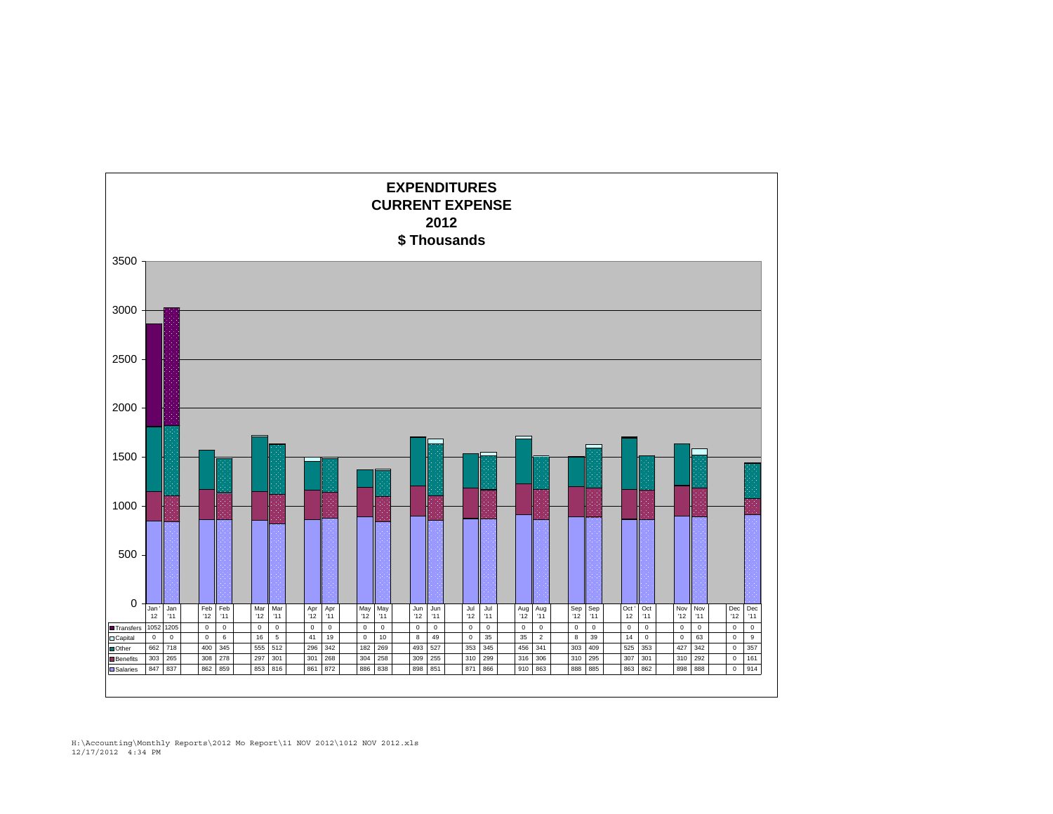# EXPENDITURES
# CURRENT EXPENSE
# 2012
# $ Thousands

| | Jan '12 | Jan '11 | Feb '12 | Feb '11 | Mar '12 | Mar '11 | Apr '12 | Apr '11 | May '12 | May '11 | Jun '12 | Jun '11 | Jul '12 | Jul '11 | Aug '12 | Aug '11 | Sep '12 | Sep '11 | Oct '12 | Oct '11 | Nov '12 | Nov '11 | Dec '12 | Dec '11 |
|---|---|---|---|---|---|---|---|---|---|---|---|---|---|---|---|---|---|---|---|---|---|---|---|---|
| Transfers | 1052 | 1205 | 0 | 0 | 0 | 0 | 0 | 0 | 0 | 0 | 0 | 0 | 0 | 0 | 0 | 0 | 0 | 0 | 0 | 0 | 0 | 0 | 0 | 0 |
| Capital | 0 | 0 | 0 | 6 | 16 | 5 | 41 | 19 | 0 | 10 | 8 | 49 | 0 | 35 | 35 | 2 | 8 | 39 | 14 | 0 | 0 | 63 | 0 | 9 |
| Other | 662 | 718 | 400 | 345 | 555 | 512 | 296 | 342 | 182 | 269 | 493 | 527 | 353 | 345 | 456 | 341 | 303 | 409 | 525 | 353 | 427 | 342 | 0 | 357 |
| Benefits | 303 | 265 | 308 | 278 | 297 | 301 | 301 | 268 | 304 | 258 | 309 | 255 | 310 | 299 | 316 | 306 | 310 | 295 | 307 | 301 | 310 | 292 | 0 | 161 |
| Salaries | 847 | 837 | 862 | 859 | 853 | 816 | 861 | 872 | 886 | 838 | 898 | 851 | 871 | 866 | 910 | 863 | 888 | 885 | 863 | 862 | 898 | 888 | 0 | 914 |

H:\Accounting\Monthly Reports\2012 Mo Report\11 NOV 2012\1012 NOV 2012.xls
12/17/2012 4:34 PM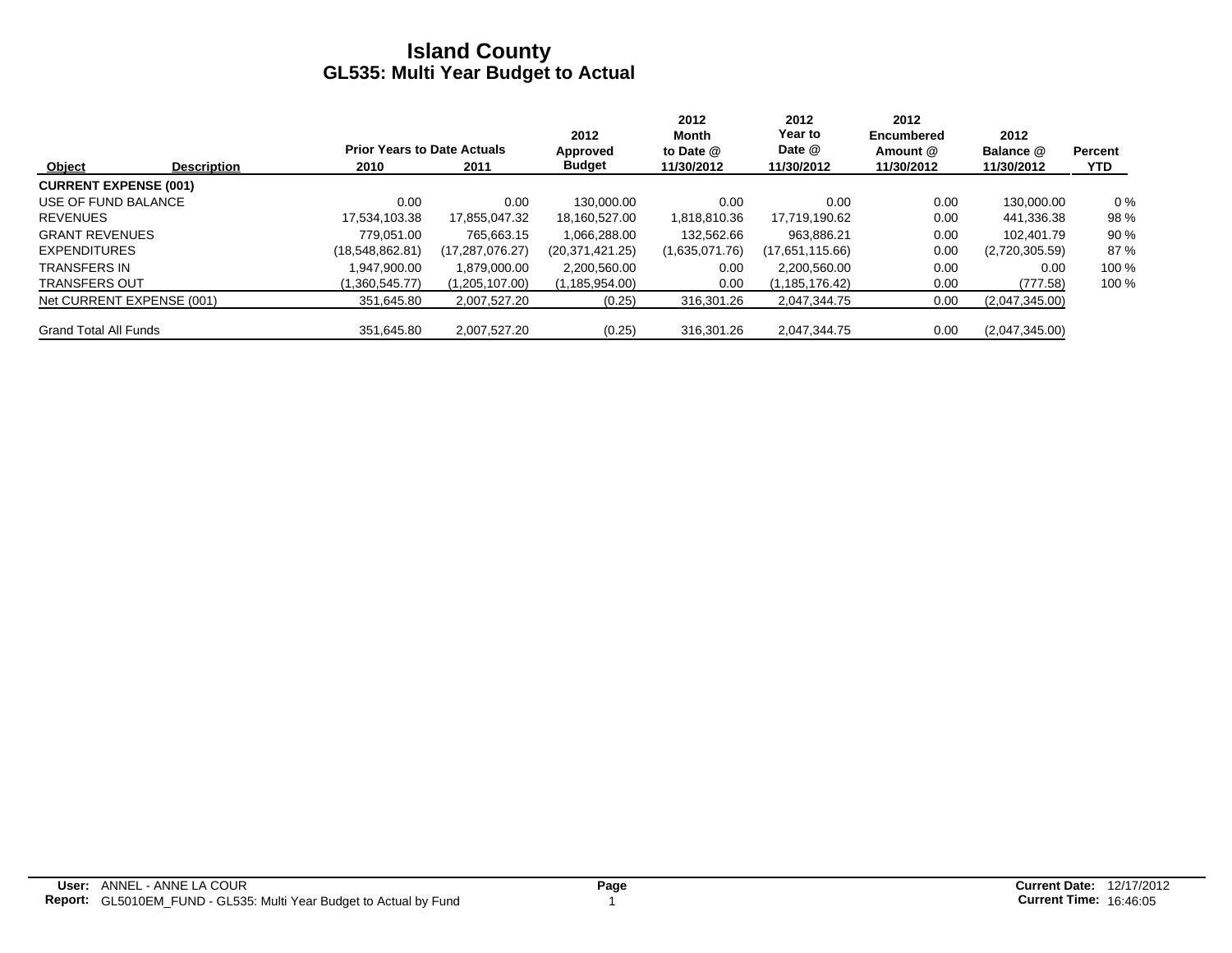# Island County
## GL535: Multi Year Budget to Actual

| Object | Description | Prior Years to Date Actuals 2010 | 2011 | 2012 Approved Budget | 2012 Month to Date @ 11/30/2012 | 2012 Year to Date @ 11/30/2012 | 2012 Encumbered Amount @ 11/30/2012 | 2012 Balance @ 11/30/2012 | Percent YTD |
|---|---|---|---|---|---|---|---|---|---|
| **CURRENT EXPENSE (001)** | | | | | | | | | |
| USE OF FUND BALANCE | | 0.00 | 0.00 | 130,000.00 | 0.00 | 0.00 | 0.00 | 130,000.00 | 0 % |
| REVENUES | | 17,534,103.38 | 17,855,047.32 | 18,160,527.00 | 1,818,810.36 | 17,719,190.62 | 0.00 | 441,336.38 | 98 % |
| GRANT REVENUES | | 779,051.00 | 765,663.15 | 1,066,288.00 | 132,562.66 | 963,886.21 | 0.00 | 102,401.79 | 90 % |
| EXPENDITURES | | (18,548,862.81) | (17,287,076.27) | (20,371,421.25) | (1,635,071.76) | (17,651,115.66) | 0.00 | (2,720,305.59) | 87 % |
| TRANSFERS IN | | 1,947,900.00 | 1,879,000.00 | 2,200,560.00 | 0.00 | 2,200,560.00 | 0.00 | 0.00 | 100 % |
| TRANSFERS OUT | | (1,360,545.77) | (1,205,107.00) | (1,185,954.00) | 0.00 | (1,185,176.42) | 0.00 | (777.58) | 100 % |
| Net CURRENT EXPENSE (001) | | 351,645.80 | 2,007,527.20 | (0.25) | 316,301.26 | 2,047,344.75 | 0.00 | (2,047,345.00) | |
| Grand Total All Funds | | 351,645.80 | 2,007,527.20 | (0.25) | 316,301.26 | 2,047,344.75 | 0.00 | (2,047,345.00) | |

**User:** ANNEL - ANNE LA COUR
**Report:** GL5010EM_FUND - GL535: Multi Year Budget to Actual by Fund
**Current Date:** 12/17/2012
**Current Time:** 16:46:05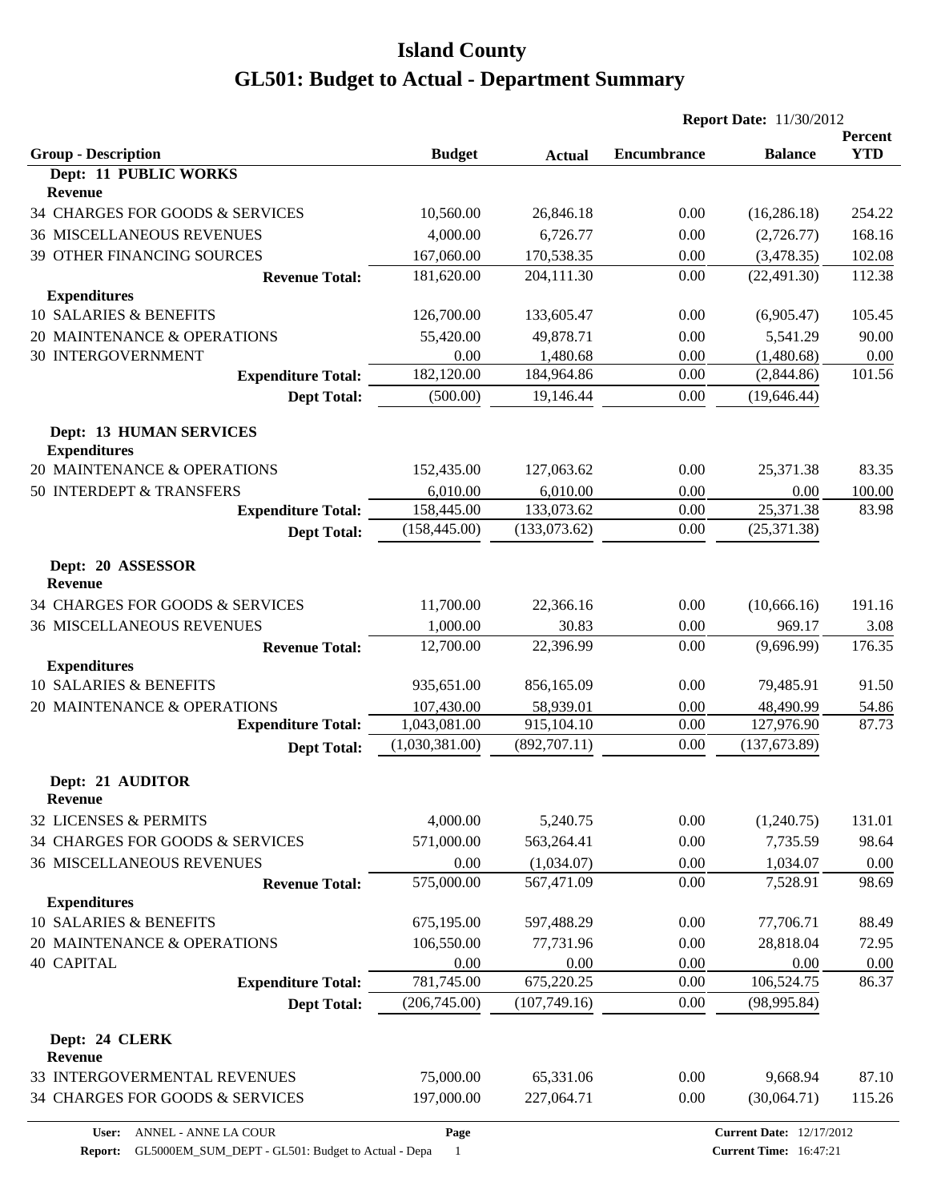# Island County

# GL501: Budget to Actual - Department Summary

**Report Date:** 11/30/2012

| Group - Description | Budget | Actual | Encumbrance | Balance | Percent YTD |
|---|---|---|---|---|---|
| **Dept: 11 PUBLIC WORKS** | | | | | |
| **Revenue** | | | | | |
| 34 CHARGES FOR GOODS & SERVICES | 10,560.00 | 26,846.18 | 0.00 | (16,286.18) | 254.22 |
| 36 MISCELLANEOUS REVENUES | 4,000.00 | 6,726.77 | 0.00 | (2,726.77) | 168.16 |
| 39 OTHER FINANCING SOURCES | 167,060.00 | 170,538.35 | 0.00 | (3,478.35) | 102.08 |
| **Revenue Total:** | 181,620.00 | 204,111.30 | 0.00 | (22,491.30) | 112.38 |
| **Expenditures** | | | | | |
| 10 SALARIES & BENEFITS | 126,700.00 | 133,605.47 | 0.00 | (6,905.47) | 105.45 |
| 20 MAINTENANCE & OPERATIONS | 55,420.00 | 49,878.71 | 0.00 | 5,541.29 | 90.00 |
| 30 INTERGOVERNMENT | 0.00 | 1,480.68 | 0.00 | (1,480.68) | 0.00 |
| **Expenditure Total:** | 182,120.00 | 184,964.86 | 0.00 | (2,844.86) | 101.56 |
| **Dept Total:** | (500.00) | 19,146.44 | 0.00 | (19,646.44) | |
| **Dept: 13 HUMAN SERVICES** | | | | | |
| **Expenditures** | | | | | |
| 20 MAINTENANCE & OPERATIONS | 152,435.00 | 127,063.62 | 0.00 | 25,371.38 | 83.35 |
| 50 INTERDEPT & TRANSFERS | 6,010.00 | 6,010.00 | 0.00 | 0.00 | 100.00 |
| **Expenditure Total:** | 158,445.00 | 133,073.62 | 0.00 | 25,371.38 | 83.98 |
| **Dept Total:** | (158,445.00) | (133,073.62) | 0.00 | (25,371.38) | |
| **Dept: 20 ASSESSOR** | | | | | |
| **Revenue** | | | | | |
| 34 CHARGES FOR GOODS & SERVICES | 11,700.00 | 22,366.16 | 0.00 | (10,666.16) | 191.16 |
| 36 MISCELLANEOUS REVENUES | 1,000.00 | 30.83 | 0.00 | 969.17 | 3.08 |
| **Revenue Total:** | 12,700.00 | 22,396.99 | 0.00 | (9,696.99) | 176.35 |
| **Expenditures** | | | | | |
| 10 SALARIES & BENEFITS | 935,651.00 | 856,165.09 | 0.00 | 79,485.91 | 91.50 |
| 20 MAINTENANCE & OPERATIONS | 107,430.00 | 58,939.01 | 0.00 | 48,490.99 | 54.86 |
| **Expenditure Total:** | 1,043,081.00 | 915,104.10 | 0.00 | 127,976.90 | 87.73 |
| **Dept Total:** | (1,030,381.00) | (892,707.11) | 0.00 | (137,673.89) | |
| **Dept: 21 AUDITOR** | | | | | |
| **Revenue** | | | | | |
| 32 LICENSES & PERMITS | 4,000.00 | 5,240.75 | 0.00 | (1,240.75) | 131.01 |
| 34 CHARGES FOR GOODS & SERVICES | 571,000.00 | 563,264.41 | 0.00 | 7,735.59 | 98.64 |
| 36 MISCELLANEOUS REVENUES | 0.00 | (1,034.07) | 0.00 | 1,034.07 | 0.00 |
| **Revenue Total:** | 575,000.00 | 567,471.09 | 0.00 | 7,528.91 | 98.69 |
| **Expenditures** | | | | | |
| 10 SALARIES & BENEFITS | 675,195.00 | 597,488.29 | 0.00 | 77,706.71 | 88.49 |
| 20 MAINTENANCE & OPERATIONS | 106,550.00 | 77,731.96 | 0.00 | 28,818.04 | 72.95 |
| 40 CAPITAL | 0.00 | 0.00 | 0.00 | 0.00 | 0.00 |
| **Expenditure Total:** | 781,745.00 | 675,220.25 | 0.00 | 106,524.75 | 86.37 |
| **Dept Total:** | (206,745.00) | (107,749.16) | 0.00 | (98,995.84) | |
| **Dept: 24 CLERK** | | | | | |
| **Revenue** | | | | | |
| 33 INTERGOVERMENTAL REVENUES | 75,000.00 | 65,331.06 | 0.00 | 9,668.94 | 87.10 |
| 34 CHARGES FOR GOODS & SERVICES | 197,000.00 | 227,064.71 | 0.00 | (30,064.71) | 115.26 |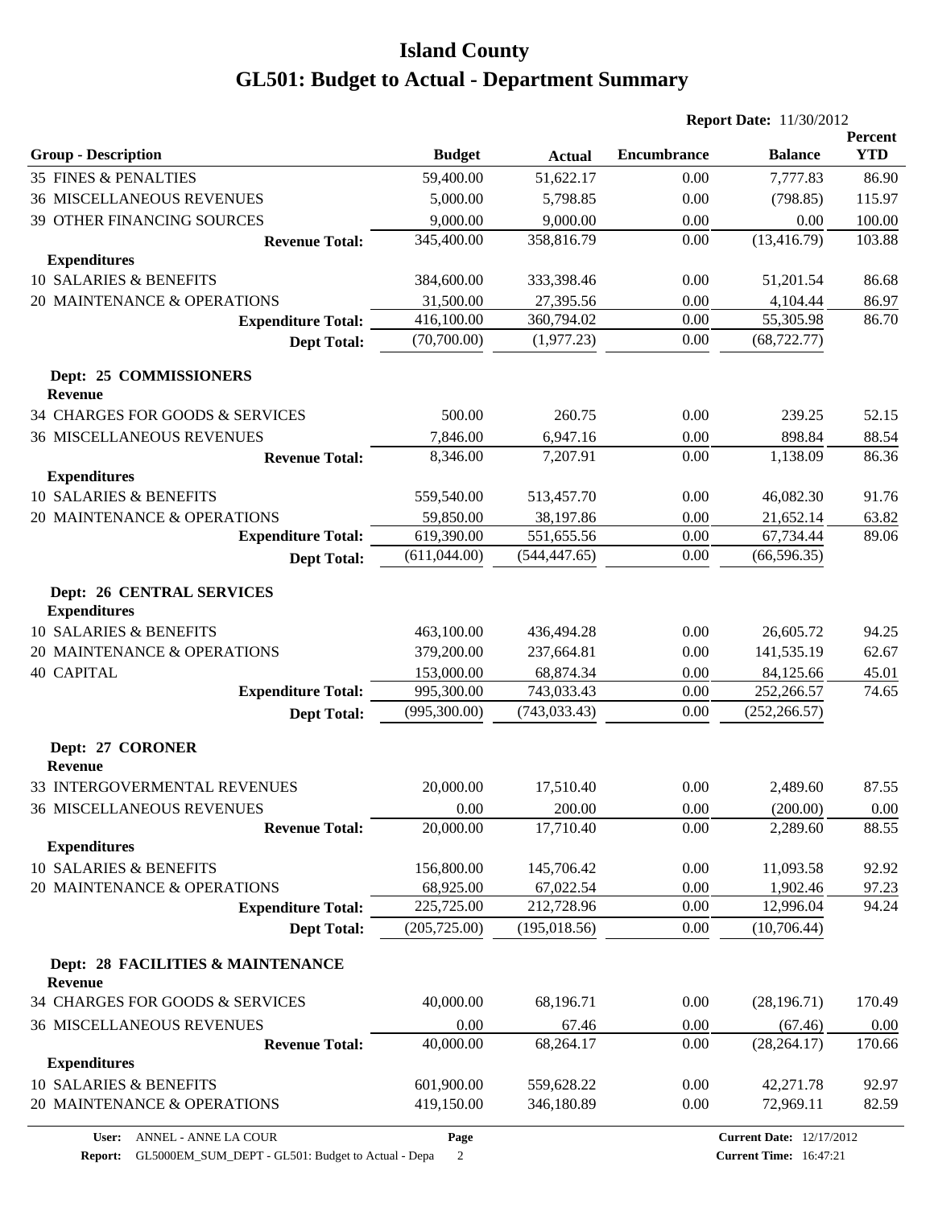# Island County

# GL501: Budget to Actual - Department Summary

**Report Date:** 11/30/2012

| Group - Description | Budget | Actual | Encumbrance | Balance | Percent YTD |
|---|---|---|---|---|---|
| 35 FINES & PENALTIES | 59,400.00 | 51,622.17 | 0.00 | 7,777.83 | 86.90 |
| 36 MISCELLANEOUS REVENUES | 5,000.00 | 5,798.85 | 0.00 | (798.85) | 115.97 |
| 39 OTHER FINANCING SOURCES | 9,000.00 | 9,000.00 | 0.00 | 0.00 | 100.00 |
| **Revenue Total:** | 345,400.00 | 358,816.79 | 0.00 | (13,416.79) | 103.88 |
| **Expenditures** | | | | | |
| 10 SALARIES & BENEFITS | 384,600.00 | 333,398.46 | 0.00 | 51,201.54 | 86.68 |
| 20 MAINTENANCE & OPERATIONS | 31,500.00 | 27,395.56 | 0.00 | 4,104.44 | 86.97 |
| **Expenditure Total:** | 416,100.00 | 360,794.02 | 0.00 | 55,305.98 | 86.70 |
| **Dept Total:** | (70,700.00) | (1,977.23) | 0.00 | (68,722.77) | |
| **Dept: 25 COMMISSIONERS** | | | | | |
| **Revenue** | | | | | |
| 34 CHARGES FOR GOODS & SERVICES | 500.00 | 260.75 | 0.00 | 239.25 | 52.15 |
| 36 MISCELLANEOUS REVENUES | 7,846.00 | 6,947.16 | 0.00 | 898.84 | 88.54 |
| **Revenue Total:** | 8,346.00 | 7,207.91 | 0.00 | 1,138.09 | 86.36 |
| **Expenditures** | | | | | |
| 10 SALARIES & BENEFITS | 559,540.00 | 513,457.70 | 0.00 | 46,082.30 | 91.76 |
| 20 MAINTENANCE & OPERATIONS | 59,850.00 | 38,197.86 | 0.00 | 21,652.14 | 63.82 |
| **Expenditure Total:** | 619,390.00 | 551,655.56 | 0.00 | 67,734.44 | 89.06 |
| **Dept Total:** | (611,044.00) | (544,447.65) | 0.00 | (66,596.35) | |
| **Dept: 26 CENTRAL SERVICES** | | | | | |
| **Expenditures** | | | | | |
| 10 SALARIES & BENEFITS | 463,100.00 | 436,494.28 | 0.00 | 26,605.72 | 94.25 |
| 20 MAINTENANCE & OPERATIONS | 379,200.00 | 237,664.81 | 0.00 | 141,535.19 | 62.67 |
| 40 CAPITAL | 153,000.00 | 68,874.34 | 0.00 | 84,125.66 | 45.01 |
| **Expenditure Total:** | 995,300.00 | 743,033.43 | 0.00 | 252,266.57 | 74.65 |
| **Dept Total:** | (995,300.00) | (743,033.43) | 0.00 | (252,266.57) | |
| **Dept: 27 CORONER** | | | | | |
| **Revenue** | | | | | |
| 33 INTERGOVERMENTAL REVENUES | 20,000.00 | 17,510.40 | 0.00 | 2,489.60 | 87.55 |
| 36 MISCELLANEOUS REVENUES | 0.00 | 200.00 | 0.00 | (200.00) | 0.00 |
| **Revenue Total:** | 20,000.00 | 17,710.40 | 0.00 | 2,289.60 | 88.55 |
| **Expenditures** | | | | | |
| 10 SALARIES & BENEFITS | 156,800.00 | 145,706.42 | 0.00 | 11,093.58 | 92.92 |
| 20 MAINTENANCE & OPERATIONS | 68,925.00 | 67,022.54 | 0.00 | 1,902.46 | 97.23 |
| **Expenditure Total:** | 225,725.00 | 212,728.96 | 0.00 | 12,996.04 | 94.24 |
| **Dept Total:** | (205,725.00) | (195,018.56) | 0.00 | (10,706.44) | |
| **Dept: 28 FACILITIES & MAINTENANCE** | | | | | |
| **Revenue** | | | | | |
| 34 CHARGES FOR GOODS & SERVICES | 40,000.00 | 68,196.71 | 0.00 | (28,196.71) | 170.49 |
| 36 MISCELLANEOUS REVENUES | 0.00 | 67.46 | 0.00 | (67.46) | 0.00 |
| **Revenue Total:** | 40,000.00 | 68,264.17 | 0.00 | (28,264.17) | 170.66 |
| **Expenditures** | | | | | |
| 10 SALARIES & BENEFITS | 601,900.00 | 559,628.22 | 0.00 | 42,271.78 | 92.97 |
| 20 MAINTENANCE & OPERATIONS | 419,150.00 | 346,180.89 | 0.00 | 72,969.11 | 82.59 |

**User:** ANNEL - ANNE LA COUR
**Report:** GL5000EM_SUM_DEPT - GL501: Budget to Actual - Depa
**Current Date:** 12/17/2012
**Current Time:** 16:47:21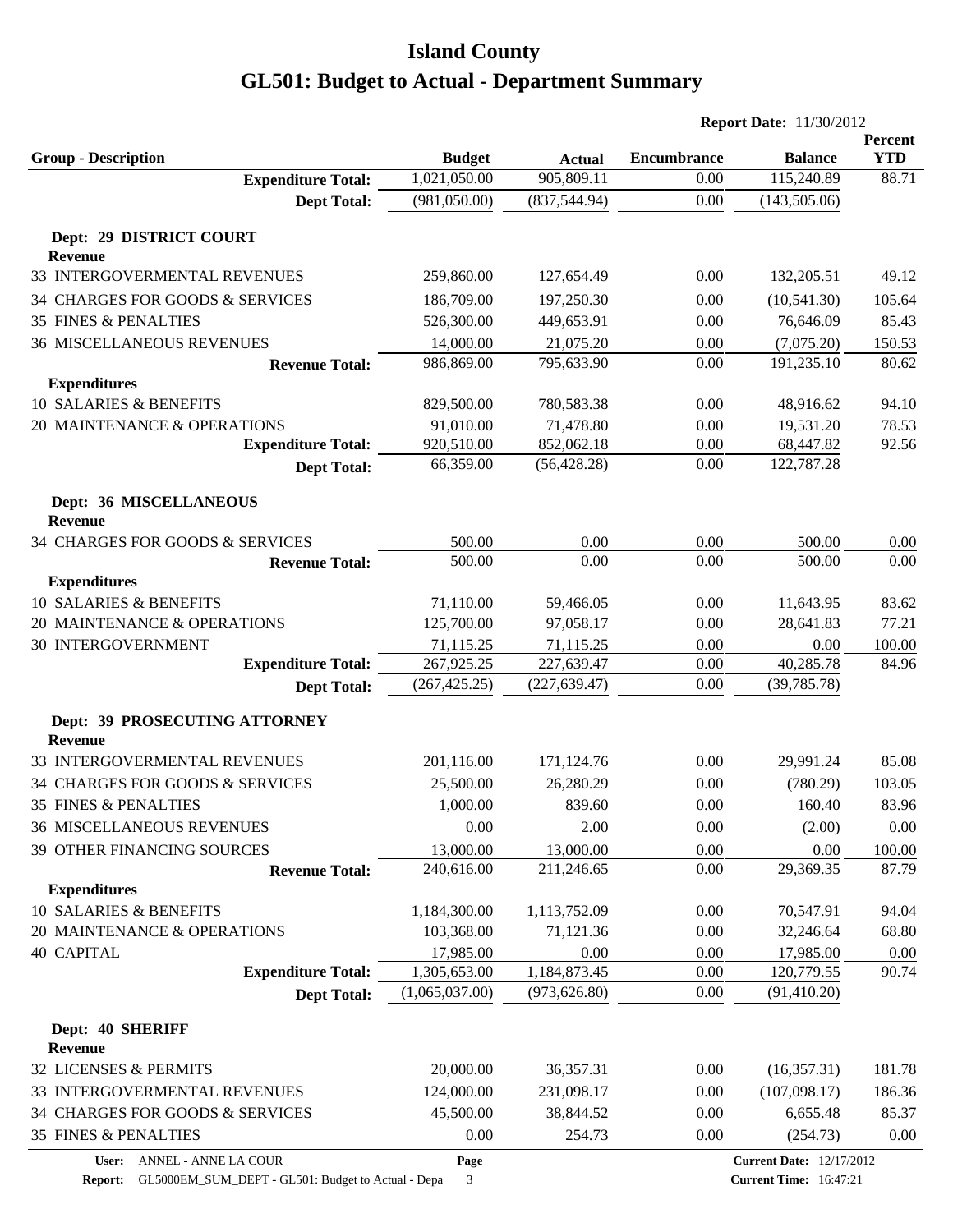# Island County

# GL501: Budget to Actual - Department Summary

**Report Date:** 11/30/2012

| Group - Description | Budget | Actual | Encumbrance | Balance | Percent YTD |
|---|---|---|---|---|---|
| **Expenditure Total:** | 1,021,050.00 | 905,809.11 | 0.00 | 115,240.89 | 88.71 |
| **Dept Total:** | (981,050.00) | (837,544.94) | 0.00 | (143,505.06) | |
| **Dept: 29 DISTRICT COURT** | | | | | |
| **Revenue** | | | | | |
| 33 INTERGOVERMENTAL REVENUES | 259,860.00 | 127,654.49 | 0.00 | 132,205.51 | 49.12 |
| 34 CHARGES FOR GOODS & SERVICES | 186,709.00 | 197,250.30 | 0.00 | (10,541.30) | 105.64 |
| 35 FINES & PENALTIES | 526,300.00 | 449,653.91 | 0.00 | 76,646.09 | 85.43 |
| 36 MISCELLANEOUS REVENUES | 14,000.00 | 21,075.20 | 0.00 | (7,075.20) | 150.53 |
| **Revenue Total:** | 986,869.00 | 795,633.90 | 0.00 | 191,235.10 | 80.62 |
| **Expenditures** | | | | | |
| 10 SALARIES & BENEFITS | 829,500.00 | 780,583.38 | 0.00 | 48,916.62 | 94.10 |
| 20 MAINTENANCE & OPERATIONS | 91,010.00 | 71,478.80 | 0.00 | 19,531.20 | 78.53 |
| **Expenditure Total:** | 920,510.00 | 852,062.18 | 0.00 | 68,447.82 | 92.56 |
| **Dept Total:** | 66,359.00 | (56,428.28) | 0.00 | 122,787.28 | |
| **Dept: 36 MISCELLANEOUS** | | | | | |
| **Revenue** | | | | | |
| 34 CHARGES FOR GOODS & SERVICES | 500.00 | 0.00 | 0.00 | 500.00 | 0.00 |
| **Revenue Total:** | 500.00 | 0.00 | 0.00 | 500.00 | 0.00 |
| **Expenditures** | | | | | |
| 10 SALARIES & BENEFITS | 71,110.00 | 59,466.05 | 0.00 | 11,643.95 | 83.62 |
| 20 MAINTENANCE & OPERATIONS | 125,700.00 | 97,058.17 | 0.00 | 28,641.83 | 77.21 |
| 30 INTERGOVERNMENT | 71,115.25 | 71,115.25 | 0.00 | 0.00 | 100.00 |
| **Expenditure Total:** | 267,925.25 | 227,639.47 | 0.00 | 40,285.78 | 84.96 |
| **Dept Total:** | (267,425.25) | (227,639.47) | 0.00 | (39,785.78) | |
| **Dept: 39 PROSECUTING ATTORNEY** | | | | | |
| **Revenue** | | | | | |
| 33 INTERGOVERMENTAL REVENUES | 201,116.00 | 171,124.76 | 0.00 | 29,991.24 | 85.08 |
| 34 CHARGES FOR GOODS & SERVICES | 25,500.00 | 26,280.29 | 0.00 | (780.29) | 103.05 |
| 35 FINES & PENALTIES | 1,000.00 | 839.60 | 0.00 | 160.40 | 83.96 |
| 36 MISCELLANEOUS REVENUES | 0.00 | 2.00 | 0.00 | (2.00) | 0.00 |
| 39 OTHER FINANCING SOURCES | 13,000.00 | 13,000.00 | 0.00 | 0.00 | 100.00 |
| **Revenue Total:** | 240,616.00 | 211,246.65 | 0.00 | 29,369.35 | 87.79 |
| **Expenditures** | | | | | |
| 10 SALARIES & BENEFITS | 1,184,300.00 | 1,113,752.09 | 0.00 | 70,547.91 | 94.04 |
| 20 MAINTENANCE & OPERATIONS | 103,368.00 | 71,121.36 | 0.00 | 32,246.64 | 68.80 |
| 40 CAPITAL | 17,985.00 | 0.00 | 0.00 | 17,985.00 | 0.00 |
| **Expenditure Total:** | 1,305,653.00 | 1,184,873.45 | 0.00 | 120,779.55 | 90.74 |
| **Dept Total:** | (1,065,037.00) | (973,626.80) | 0.00 | (91,410.20) | |
| **Dept: 40 SHERIFF** | | | | | |
| **Revenue** | | | | | |
| 32 LICENSES & PERMITS | 20,000.00 | 36,357.31 | 0.00 | (16,357.31) | 181.78 |
| 33 INTERGOVERMENTAL REVENUES | 124,000.00 | 231,098.17 | 0.00 | (107,098.17) | 186.36 |
| 34 CHARGES FOR GOODS & SERVICES | 45,500.00 | 38,844.52 | 0.00 | 6,655.48 | 85.37 |
| 35 FINES & PENALTIES | 0.00 | 254.73 | 0.00 | (254.73) | 0.00 |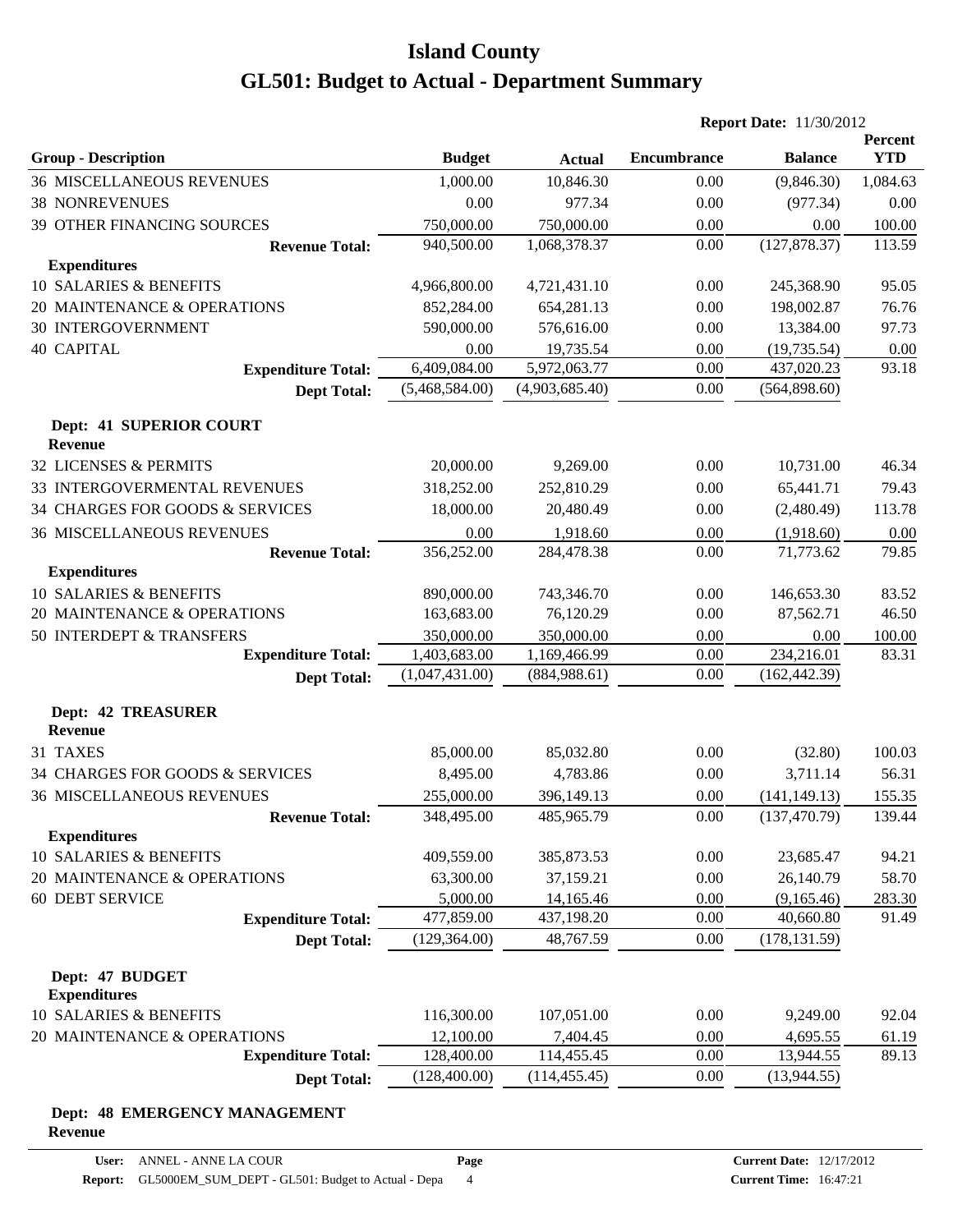# Island County

# GL501: Budget to Actual - Department Summary

**Report Date:** 11/30/2012

| Group - Description | Budget | Actual | Encumbrance | Balance | Percent YTD |
|---|---|---|---|---|---|
| 36 MISCELLANEOUS REVENUES | 1,000.00 | 10,846.30 | 0.00 | (9,846.30) | 1,084.63 |
| 38 NONREVENUES | 0.00 | 977.34 | 0.00 | (977.34) | 0.00 |
| 39 OTHER FINANCING SOURCES | 750,000.00 | 750,000.00 | 0.00 | 0.00 | 100.00 |
| **Revenue Total:** | 940,500.00 | 1,068,378.37 | 0.00 | (127,878.37) | 113.59 |
| **Expenditures** | | | | | |
| 10 SALARIES & BENEFITS | 4,966,800.00 | 4,721,431.10 | 0.00 | 245,368.90 | 95.05 |
| 20 MAINTENANCE & OPERATIONS | 852,284.00 | 654,281.13 | 0.00 | 198,002.87 | 76.76 |
| 30 INTERGOVERNMENT | 590,000.00 | 576,616.00 | 0.00 | 13,384.00 | 97.73 |
| 40 CAPITAL | 0.00 | 19,735.54 | 0.00 | (19,735.54) | 0.00 |
| **Expenditure Total:** | 6,409,084.00 | 5,972,063.77 | 0.00 | 437,020.23 | 93.18 |
| **Dept Total:** | (5,468,584.00) | (4,903,685.40) | 0.00 | (564,898.60) | |

**Dept: 41 SUPERIOR COURT**

| Group - Description | Budget | Actual | Encumbrance | Balance | Percent YTD |
|---|---|---|---|---|---|
| **Revenue** | | | | | |
| 32 LICENSES & PERMITS | 20,000.00 | 9,269.00 | 0.00 | 10,731.00 | 46.34 |
| 33 INTERGOVERMENTAL REVENUES | 318,252.00 | 252,810.29 | 0.00 | 65,441.71 | 79.43 |
| 34 CHARGES FOR GOODS & SERVICES | 18,000.00 | 20,480.49 | 0.00 | (2,480.49) | 113.78 |
| 36 MISCELLANEOUS REVENUES | 0.00 | 1,918.60 | 0.00 | (1,918.60) | 0.00 |
| **Revenue Total:** | 356,252.00 | 284,478.38 | 0.00 | 71,773.62 | 79.85 |
| **Expenditures** | | | | | |
| 10 SALARIES & BENEFITS | 890,000.00 | 743,346.70 | 0.00 | 146,653.30 | 83.52 |
| 20 MAINTENANCE & OPERATIONS | 163,683.00 | 76,120.29 | 0.00 | 87,562.71 | 46.50 |
| 50 INTERDEPT & TRANSFERS | 350,000.00 | 350,000.00 | 0.00 | 0.00 | 100.00 |
| **Expenditure Total:** | 1,403,683.00 | 1,169,466.99 | 0.00 | 234,216.01 | 83.31 |
| **Dept Total:** | (1,047,431.00) | (884,988.61) | 0.00 | (162,442.39) | |

**Dept: 42 TREASURER**

| Group - Description | Budget | Actual | Encumbrance | Balance | Percent YTD |
|---|---|---|---|---|---|
| **Revenue** | | | | | |
| 31 TAXES | 85,000.00 | 85,032.80 | 0.00 | (32.80) | 100.03 |
| 34 CHARGES FOR GOODS & SERVICES | 8,495.00 | 4,783.86 | 0.00 | 3,711.14 | 56.31 |
| 36 MISCELLANEOUS REVENUES | 255,000.00 | 396,149.13 | 0.00 | (141,149.13) | 155.35 |
| **Revenue Total:** | 348,495.00 | 485,965.79 | 0.00 | (137,470.79) | 139.44 |
| **Expenditures** | | | | | |
| 10 SALARIES & BENEFITS | 409,559.00 | 385,873.53 | 0.00 | 23,685.47 | 94.21 |
| 20 MAINTENANCE & OPERATIONS | 63,300.00 | 37,159.21 | 0.00 | 26,140.79 | 58.70 |
| 60 DEBT SERVICE | 5,000.00 | 14,165.46 | 0.00 | (9,165.46) | 283.30 |
| **Expenditure Total:** | 477,859.00 | 437,198.20 | 0.00 | 40,660.80 | 91.49 |
| **Dept Total:** | (129,364.00) | 48,767.59 | 0.00 | (178,131.59) | |

**Dept: 47 BUDGET**

| Group - Description | Budget | Actual | Encumbrance | Balance | Percent YTD |
|---|---|---|---|---|---|
| **Expenditures** | | | | | |
| 10 SALARIES & BENEFITS | 116,300.00 | 107,051.00 | 0.00 | 9,249.00 | 92.04 |
| 20 MAINTENANCE & OPERATIONS | 12,100.00 | 7,404.45 | 0.00 | 4,695.55 | 61.19 |
| **Expenditure Total:** | 128,400.00 | 114,455.45 | 0.00 | 13,944.55 | 89.13 |
| **Dept Total:** | (128,400.00) | (114,455.45) | 0.00 | (13,944.55) | |

**Dept: 48 EMERGENCY MANAGEMENT**

**Revenue**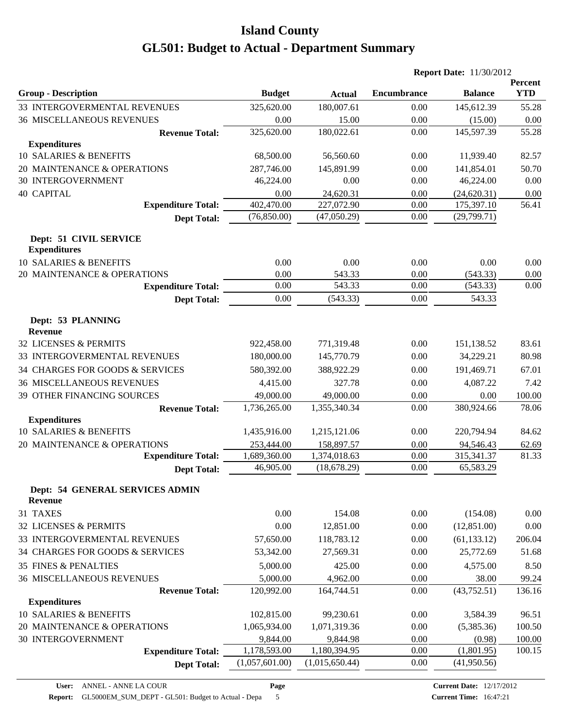# Island County
# GL501: Budget to Actual - Department Summary

**Report Date:** 11/30/2012

| Group - Description | Budget | Actual | Encumbrance | Balance | Percent YTD |
|---|---|---|---|---|---|
| 33 INTERGOVERMENTAL REVENUES | 325,620.00 | 180,007.61 | 0.00 | 145,612.39 | 55.28 |
| 36 MISCELLANEOUS REVENUES | 0.00 | 15.00 | 0.00 | (15.00) | 0.00 |
| **Revenue Total:** | 325,620.00 | 180,022.61 | 0.00 | 145,597.39 | 55.28 |
| **Expenditures** | | | | | |
| 10 SALARIES & BENEFITS | 68,500.00 | 56,560.60 | 0.00 | 11,939.40 | 82.57 |
| 20 MAINTENANCE & OPERATIONS | 287,746.00 | 145,891.99 | 0.00 | 141,854.01 | 50.70 |
| 30 INTERGOVERNMENT | 46,224.00 | 0.00 | 0.00 | 46,224.00 | 0.00 |
| 40 CAPITAL | 0.00 | 24,620.31 | 0.00 | (24,620.31) | 0.00 |
| **Expenditure Total:** | 402,470.00 | 227,072.90 | 0.00 | 175,397.10 | 56.41 |
| **Dept Total:** | (76,850.00) | (47,050.29) | 0.00 | (29,799.71) | |
| **Dept: 51 CIVIL SERVICE** | | | | | |
| **Expenditures** | | | | | |
| 10 SALARIES & BENEFITS | 0.00 | 0.00 | 0.00 | 0.00 | 0.00 |
| 20 MAINTENANCE & OPERATIONS | 0.00 | 543.33 | 0.00 | (543.33) | 0.00 |
| **Expenditure Total:** | 0.00 | 543.33 | 0.00 | (543.33) | 0.00 |
| **Dept Total:** | 0.00 | (543.33) | 0.00 | 543.33 | |
| **Dept: 53 PLANNING** | | | | | |
| **Revenue** | | | | | |
| 32 LICENSES & PERMITS | 922,458.00 | 771,319.48 | 0.00 | 151,138.52 | 83.61 |
| 33 INTERGOVERMENTAL REVENUES | 180,000.00 | 145,770.79 | 0.00 | 34,229.21 | 80.98 |
| 34 CHARGES FOR GOODS & SERVICES | 580,392.00 | 388,922.29 | 0.00 | 191,469.71 | 67.01 |
| 36 MISCELLANEOUS REVENUES | 4,415.00 | 327.78 | 0.00 | 4,087.22 | 7.42 |
| 39 OTHER FINANCING SOURCES | 49,000.00 | 49,000.00 | 0.00 | 0.00 | 100.00 |
| **Revenue Total:** | 1,736,265.00 | 1,355,340.34 | 0.00 | 380,924.66 | 78.06 |
| **Expenditures** | | | | | |
| 10 SALARIES & BENEFITS | 1,435,916.00 | 1,215,121.06 | 0.00 | 220,794.94 | 84.62 |
| 20 MAINTENANCE & OPERATIONS | 253,444.00 | 158,897.57 | 0.00 | 94,546.43 | 62.69 |
| **Expenditure Total:** | 1,689,360.00 | 1,374,018.63 | 0.00 | 315,341.37 | 81.33 |
| **Dept Total:** | 46,905.00 | (18,678.29) | 0.00 | 65,583.29 | |
| **Dept: 54 GENERAL SERVICES ADMIN** | | | | | |
| **Revenue** | | | | | |
| 31 TAXES | 0.00 | 154.08 | 0.00 | (154.08) | 0.00 |
| 32 LICENSES & PERMITS | 0.00 | 12,851.00 | 0.00 | (12,851.00) | 0.00 |
| 33 INTERGOVERMENTAL REVENUES | 57,650.00 | 118,783.12 | 0.00 | (61,133.12) | 206.04 |
| 34 CHARGES FOR GOODS & SERVICES | 53,342.00 | 27,569.31 | 0.00 | 25,772.69 | 51.68 |
| 35 FINES & PENALTIES | 5,000.00 | 425.00 | 0.00 | 4,575.00 | 8.50 |
| 36 MISCELLANEOUS REVENUES | 5,000.00 | 4,962.00 | 0.00 | 38.00 | 99.24 |
| **Revenue Total:** | 120,992.00 | 164,744.51 | 0.00 | (43,752.51) | 136.16 |
| **Expenditures** | | | | | |
| 10 SALARIES & BENEFITS | 102,815.00 | 99,230.61 | 0.00 | 3,584.39 | 96.51 |
| 20 MAINTENANCE & OPERATIONS | 1,065,934.00 | 1,071,319.36 | 0.00 | (5,385.36) | 100.50 |
| 30 INTERGOVERNMENT | 9,844.00 | 9,844.98 | 0.00 | (0.98) | 100.00 |
| **Expenditure Total:** | 1,178,593.00 | 1,180,394.95 | 0.00 | (1,801.95) | 100.15 |
| **Dept Total:** | (1,057,601.00) | (1,015,650.44) | 0.00 | (41,950.56) | |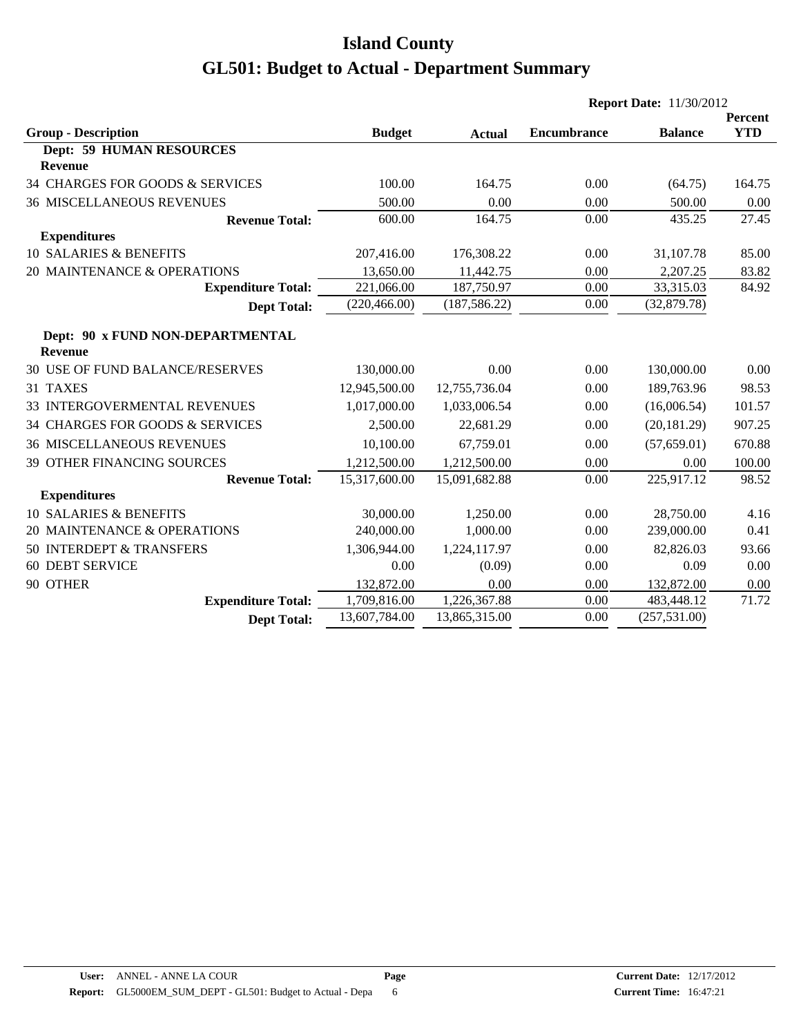# Island County

# GL501: Budget to Actual - Department Summary

**Report Date:** 11/30/2012

| Group - Description | Budget | Actual | Encumbrance | Balance | Percent YTD |
|---|---|---|---|---|---|
| **Dept: 59 HUMAN RESOURCES** | | | | | |
| **Revenue** | | | | | |
| 34 CHARGES FOR GOODS & SERVICES | 100.00 | 164.75 | 0.00 | (64.75) | 164.75 |
| 36 MISCELLANEOUS REVENUES | 500.00 | 0.00 | 0.00 | 500.00 | 0.00 |
| **Revenue Total:** | 600.00 | 164.75 | 0.00 | 435.25 | 27.45 |
| **Expenditures** | | | | | |
| 10 SALARIES & BENEFITS | 207,416.00 | 176,308.22 | 0.00 | 31,107.78 | 85.00 |
| 20 MAINTENANCE & OPERATIONS | 13,650.00 | 11,442.75 | 0.00 | 2,207.25 | 83.82 |
| **Expenditure Total:** | 221,066.00 | 187,750.97 | 0.00 | 33,315.03 | 84.92 |
| **Dept Total:** | (220,466.00) | (187,586.22) | 0.00 | (32,879.78) | |
| **Dept: 90 x FUND NON-DEPARTMENTAL** | | | | | |
| **Revenue** | | | | | |
| 30 USE OF FUND BALANCE/RESERVES | 130,000.00 | 0.00 | 0.00 | 130,000.00 | 0.00 |
| 31 TAXES | 12,945,500.00 | 12,755,736.04 | 0.00 | 189,763.96 | 98.53 |
| 33 INTERGOVERMENTAL REVENUES | 1,017,000.00 | 1,033,006.54 | 0.00 | (16,006.54) | 101.57 |
| 34 CHARGES FOR GOODS & SERVICES | 2,500.00 | 22,681.29 | 0.00 | (20,181.29) | 907.25 |
| 36 MISCELLANEOUS REVENUES | 10,100.00 | 67,759.01 | 0.00 | (57,659.01) | 670.88 |
| 39 OTHER FINANCING SOURCES | 1,212,500.00 | 1,212,500.00 | 0.00 | 0.00 | 100.00 |
| **Revenue Total:** | 15,317,600.00 | 15,091,682.88 | 0.00 | 225,917.12 | 98.52 |
| **Expenditures** | | | | | |
| 10 SALARIES & BENEFITS | 30,000.00 | 1,250.00 | 0.00 | 28,750.00 | 4.16 |
| 20 MAINTENANCE & OPERATIONS | 240,000.00 | 1,000.00 | 0.00 | 239,000.00 | 0.41 |
| 50 INTERDEPT & TRANSFERS | 1,306,944.00 | 1,224,117.97 | 0.00 | 82,826.03 | 93.66 |
| 60 DEBT SERVICE | 0.00 | (0.09) | 0.00 | 0.09 | 0.00 |
| 90 OTHER | 132,872.00 | 0.00 | 0.00 | 132,872.00 | 0.00 |
| **Expenditure Total:** | 1,709,816.00 | 1,226,367.88 | 0.00 | 483,448.12 | 71.72 |
| **Dept Total:** | 13,607,784.00 | 13,865,315.00 | 0.00 | (257,531.00) | |

**User:** ANNEL - ANNE LA COUR
**Report:** GL5000EM_SUM_DEPT - GL501: Budget to Actual - Depa
**Page** 6
**Current Date:** 12/17/2012
**Current Time:** 16:47:21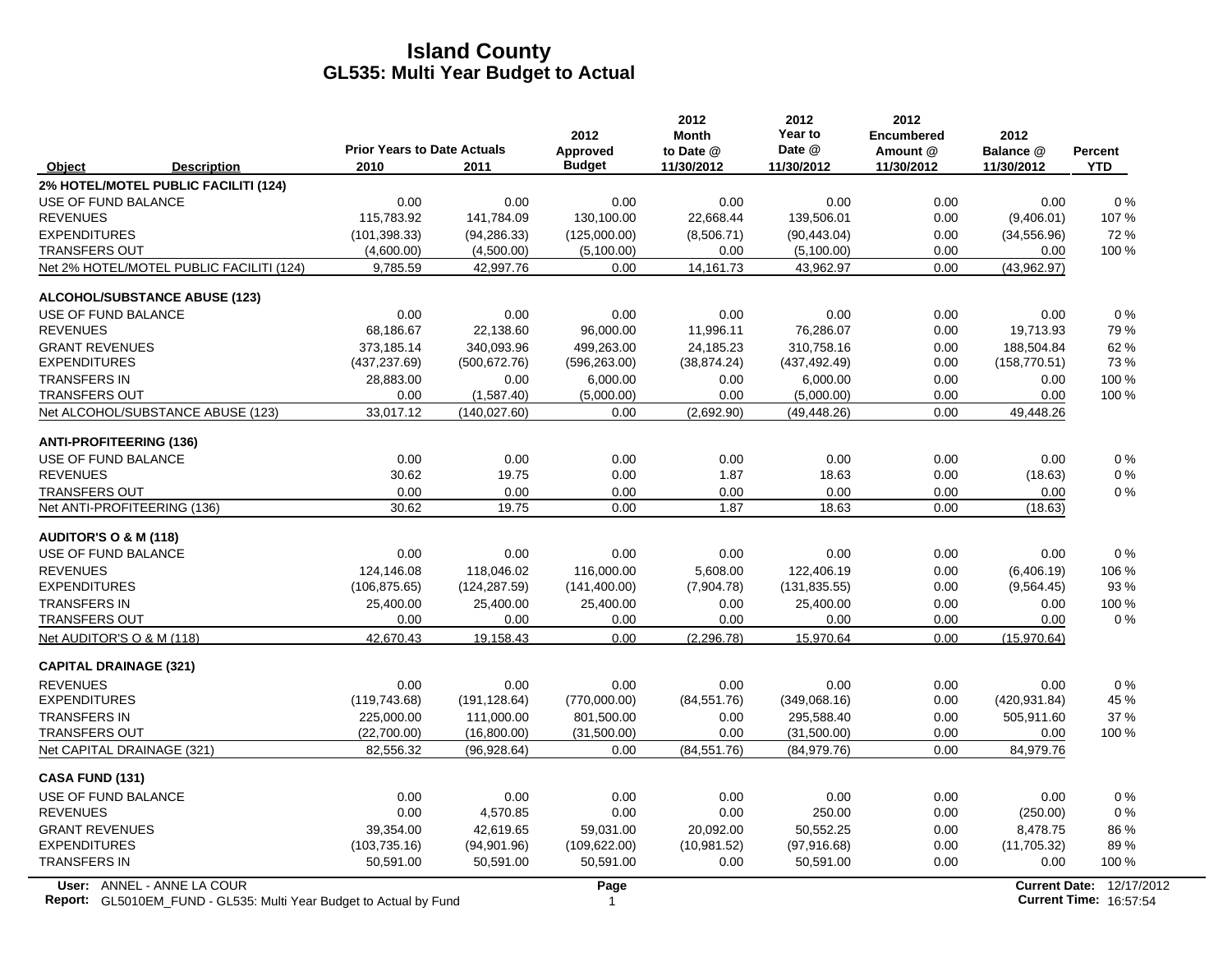# Island County
## GL535: Multi Year Budget to Actual

| Object | Description | Prior Years to Date Actuals 2010 | 2011 | 2012 Approved Budget | 2012 Month to Date @ 11/30/2012 | 2012 Year to Date @ 11/30/2012 | 2012 Encumbered Amount @ 11/30/2012 | 2012 Balance @ 11/30/2012 | Percent YTD |
|---|---|---|---|---|---|---|---|---|---|
| **2% HOTEL/MOTEL PUBLIC FACILITI (124)** | | | | | | | | | |
| USE OF FUND BALANCE | | 0.00 | 0.00 | 0.00 | 0.00 | 0.00 | 0.00 | 0.00 | 0 % |
| REVENUES | | 115,783.92 | 141,784.09 | 130,100.00 | 22,668.44 | 139,506.01 | 0.00 | (9,406.01) | 107 % |
| EXPENDITURES | | (101,398.33) | (94,286.33) | (125,000.00) | (8,506.71) | (90,443.04) | 0.00 | (34,556.96) | 72 % |
| TRANSFERS OUT | | (4,600.00) | (4,500.00) | (5,100.00) | 0.00 | (5,100.00) | 0.00 | 0.00 | 100 % |
| Net 2% HOTEL/MOTEL PUBLIC FACILITI (124) | | 9,785.59 | 42,997.76 | 0.00 | 14,161.73 | 43,962.97 | 0.00 | (43,962.97) | |
| **ALCOHOL/SUBSTANCE ABUSE (123)** | | | | | | | | | |
| USE OF FUND BALANCE | | 0.00 | 0.00 | 0.00 | 0.00 | 0.00 | 0.00 | 0.00 | 0 % |
| REVENUES | | 68,186.67 | 22,138.60 | 96,000.00 | 11,996.11 | 76,286.07 | 0.00 | 19,713.93 | 79 % |
| GRANT REVENUES | | 373,185.14 | 340,093.96 | 499,263.00 | 24,185.23 | 310,758.16 | 0.00 | 188,504.84 | 62 % |
| EXPENDITURES | | (437,237.69) | (500,672.76) | (596,263.00) | (38,874.24) | (437,492.49) | 0.00 | (158,770.51) | 73 % |
| TRANSFERS IN | | 28,883.00 | 0.00 | 6,000.00 | 0.00 | 6,000.00 | 0.00 | 0.00 | 100 % |
| TRANSFERS OUT | | 0.00 | (1,587.40) | (5,000.00) | 0.00 | (5,000.00) | 0.00 | 0.00 | 100 % |
| Net ALCOHOL/SUBSTANCE ABUSE (123) | | 33,017.12 | (140,027.60) | 0.00 | (2,692.90) | (49,448.26) | 0.00 | 49,448.26 | |
| **ANTI-PROFITEERING (136)** | | | | | | | | | |
| USE OF FUND BALANCE | | 0.00 | 0.00 | 0.00 | 0.00 | 0.00 | 0.00 | 0.00 | 0 % |
| REVENUES | | 30.62 | 19.75 | 0.00 | 1.87 | 18.63 | 0.00 | (18.63) | 0 % |
| TRANSFERS OUT | | 0.00 | 0.00 | 0.00 | 0.00 | 0.00 | 0.00 | 0.00 | 0 % |
| Net ANTI-PROFITEERING (136) | | 30.62 | 19.75 | 0.00 | 1.87 | 18.63 | 0.00 | (18.63) | |
| **AUDITOR'S O & M (118)** | | | | | | | | | |
| USE OF FUND BALANCE | | 0.00 | 0.00 | 0.00 | 0.00 | 0.00 | 0.00 | 0.00 | 0 % |
| REVENUES | | 124,146.08 | 118,046.02 | 116,000.00 | 5,608.00 | 122,406.19 | 0.00 | (6,406.19) | 106 % |
| EXPENDITURES | | (106,875.65) | (124,287.59) | (141,400.00) | (7,904.78) | (131,835.55) | 0.00 | (9,564.45) | 93 % |
| TRANSFERS IN | | 25,400.00 | 25,400.00 | 25,400.00 | 0.00 | 25,400.00 | 0.00 | 0.00 | 100 % |
| TRANSFERS OUT | | 0.00 | 0.00 | 0.00 | 0.00 | 0.00 | 0.00 | 0.00 | 0 % |
| Net AUDITOR'S O & M (118) | | 42,670.43 | 19,158.43 | 0.00 | (2,296.78) | 15,970.64 | 0.00 | (15,970.64) | |
| **CAPITAL DRAINAGE (321)** | | | | | | | | | |
| REVENUES | | 0.00 | 0.00 | 0.00 | 0.00 | 0.00 | 0.00 | 0.00 | 0 % |
| EXPENDITURES | | (119,743.68) | (191,128.64) | (770,000.00) | (84,551.76) | (349,068.16) | 0.00 | (420,931.84) | 45 % |
| TRANSFERS IN | | 225,000.00 | 111,000.00 | 801,500.00 | 0.00 | 295,588.40 | 0.00 | 505,911.60 | 37 % |
| TRANSFERS OUT | | (22,700.00) | (16,800.00) | (31,500.00) | 0.00 | (31,500.00) | 0.00 | 0.00 | 100 % |
| Net CAPITAL DRAINAGE (321) | | 82,556.32 | (96,928.64) | 0.00 | (84,551.76) | (84,979.76) | 0.00 | 84,979.76 | |
| **CASA FUND (131)** | | | | | | | | | |
| USE OF FUND BALANCE | | 0.00 | 0.00 | 0.00 | 0.00 | 0.00 | 0.00 | 0.00 | 0 % |
| REVENUES | | 0.00 | 4,570.85 | 0.00 | 0.00 | 250.00 | 0.00 | (250.00) | 0 % |
| GRANT REVENUES | | 39,354.00 | 42,619.65 | 59,031.00 | 20,092.00 | 50,552.25 | 0.00 | 8,478.75 | 86 % |
| EXPENDITURES | | (103,735.16) | (94,901.96) | (109,622.00) | (10,981.52) | (97,916.68) | 0.00 | (11,705.32) | 89 % |
| TRANSFERS IN | | 50,591.00 | 50,591.00 | 50,591.00 | 0.00 | 50,591.00 | 0.00 | 0.00 | 100 % |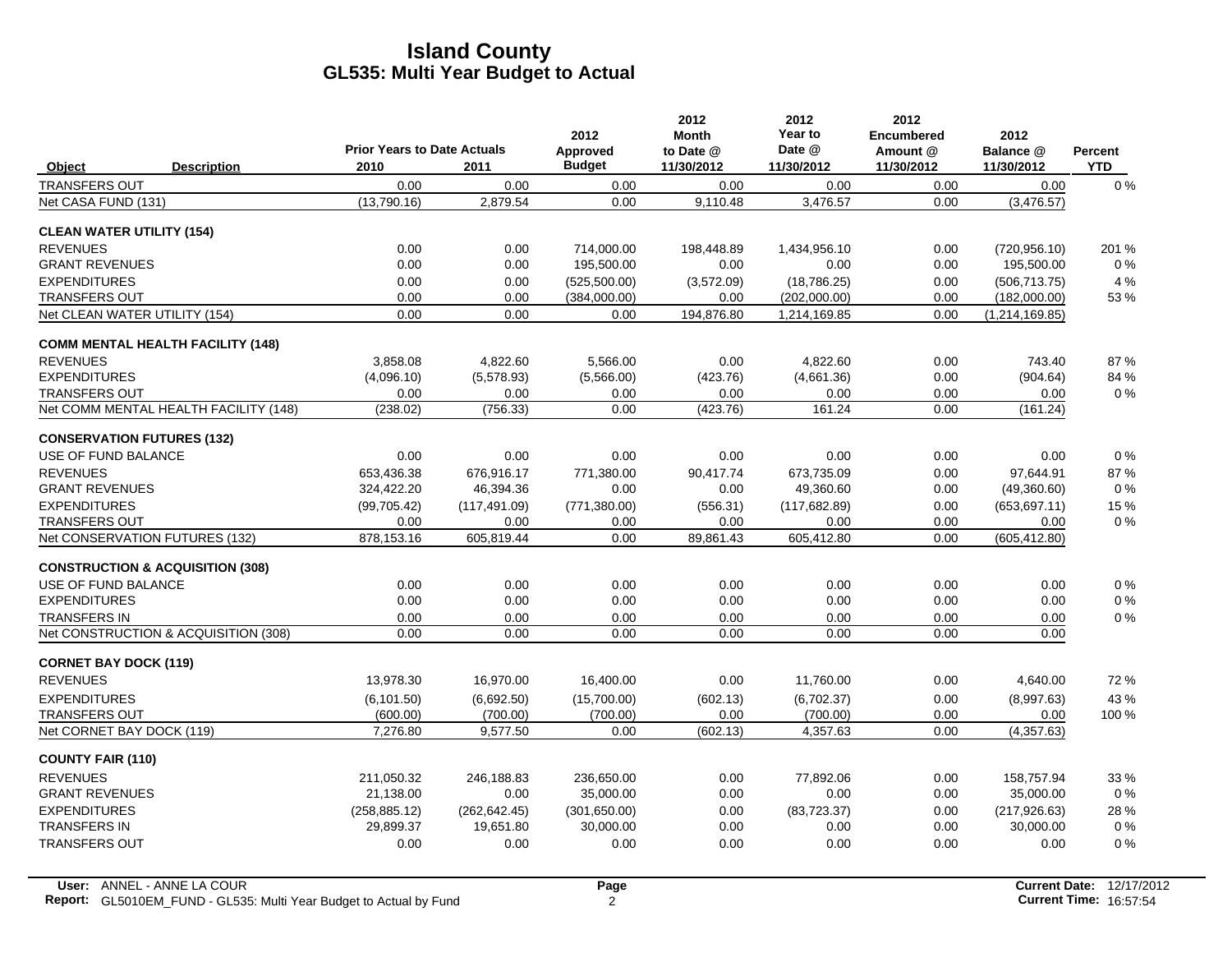# Island County
## GL535: Multi Year Budget to Actual

| Object | Description | Prior Years to Date Actuals 2010 | 2011 | 2012 Approved Budget | 2012 Month to Date @ 11/30/2012 | 2012 Year to Date @ 11/30/2012 | 2012 Encumbered Amount @ 11/30/2012 | 2012 Balance @ 11/30/2012 | Percent YTD |
|---|---|---|---|---|---|---|---|---|---|
| TRANSFERS OUT | | 0.00 | 0.00 | 0.00 | 0.00 | 0.00 | 0.00 | 0.00 | 0 % |
| Net CASA FUND (131) | | (13,790.16) | 2,879.54 | 0.00 | 9,110.48 | 3,476.57 | 0.00 | (3,476.57) | |
| **CLEAN WATER UTILITY (154)** | | | | | | | | | |
| REVENUES | | 0.00 | 0.00 | 714,000.00 | 198,448.89 | 1,434,956.10 | 0.00 | (720,956.10) | 201 % |
| GRANT REVENUES | | 0.00 | 0.00 | 195,500.00 | 0.00 | 0.00 | 0.00 | 195,500.00 | 0 % |
| EXPENDITURES | | 0.00 | 0.00 | (525,500.00) | (3,572.09) | (18,786.25) | 0.00 | (506,713.75) | 4 % |
| TRANSFERS OUT | | 0.00 | 0.00 | (384,000.00) | 0.00 | (202,000.00) | 0.00 | (182,000.00) | 53 % |
| Net CLEAN WATER UTILITY (154) | | 0.00 | 0.00 | 0.00 | 194,876.80 | 1,214,169.85 | 0.00 | (1,214,169.85) | |
| **COMM MENTAL HEALTH FACILITY (148)** | | | | | | | | | |
| REVENUES | | 3,858.08 | 4,822.60 | 5,566.00 | 0.00 | 4,822.60 | 0.00 | 743.40 | 87 % |
| EXPENDITURES | | (4,096.10) | (5,578.93) | (5,566.00) | (423.76) | (4,661.36) | 0.00 | (904.64) | 84 % |
| TRANSFERS OUT | | 0.00 | 0.00 | 0.00 | 0.00 | 0.00 | 0.00 | 0.00 | 0 % |
| Net COMM MENTAL HEALTH FACILITY (148) | | (238.02) | (756.33) | 0.00 | (423.76) | 161.24 | 0.00 | (161.24) | |
| **CONSERVATION FUTURES (132)** | | | | | | | | | |
| USE OF FUND BALANCE | | 0.00 | 0.00 | 0.00 | 0.00 | 0.00 | 0.00 | 0.00 | 0 % |
| REVENUES | | 653,436.38 | 676,916.17 | 771,380.00 | 90,417.74 | 673,735.09 | 0.00 | 97,644.91 | 87 % |
| GRANT REVENUES | | 324,422.20 | 46,394.36 | 0.00 | 0.00 | 49,360.60 | 0.00 | (49,360.60) | 0 % |
| EXPENDITURES | | (99,705.42) | (117,491.09) | (771,380.00) | (556.31) | (117,682.89) | 0.00 | (653,697.11) | 15 % |
| TRANSFERS OUT | | 0.00 | 0.00 | 0.00 | 0.00 | 0.00 | 0.00 | 0.00 | 0 % |
| Net CONSERVATION FUTURES (132) | | 878,153.16 | 605,819.44 | 0.00 | 89,861.43 | 605,412.80 | 0.00 | (605,412.80) | |
| **CONSTRUCTION & ACQUISITION (308)** | | | | | | | | | |
| USE OF FUND BALANCE | | 0.00 | 0.00 | 0.00 | 0.00 | 0.00 | 0.00 | 0.00 | 0 % |
| EXPENDITURES | | 0.00 | 0.00 | 0.00 | 0.00 | 0.00 | 0.00 | 0.00 | 0 % |
| TRANSFERS IN | | 0.00 | 0.00 | 0.00 | 0.00 | 0.00 | 0.00 | 0.00 | 0 % |
| Net CONSTRUCTION & ACQUISITION (308) | | 0.00 | 0.00 | 0.00 | 0.00 | 0.00 | 0.00 | 0.00 | |
| **CORNET BAY DOCK (119)** | | | | | | | | | |
| REVENUES | | 13,978.30 | 16,970.00 | 16,400.00 | 0.00 | 11,760.00 | 0.00 | 4,640.00 | 72 % |
| EXPENDITURES | | (6,101.50) | (6,692.50) | (15,700.00) | (602.13) | (6,702.37) | 0.00 | (8,997.63) | 43 % |
| TRANSFERS OUT | | (600.00) | (700.00) | (700.00) | 0.00 | (700.00) | 0.00 | 0.00 | 100 % |
| Net CORNET BAY DOCK (119) | | 7,276.80 | 9,577.50 | 0.00 | (602.13) | 4,357.63 | 0.00 | (4,357.63) | |
| **COUNTY FAIR (110)** | | | | | | | | | |
| REVENUES | | 211,050.32 | 246,188.83 | 236,650.00 | 0.00 | 77,892.06 | 0.00 | 158,757.94 | 33 % |
| GRANT REVENUES | | 21,138.00 | 0.00 | 35,000.00 | 0.00 | 0.00 | 0.00 | 35,000.00 | 0 % |
| EXPENDITURES | | (258,885.12) | (262,642.45) | (301,650.00) | 0.00 | (83,723.37) | 0.00 | (217,926.63) | 28 % |
| TRANSFERS IN | | 29,899.37 | 19,651.80 | 30,000.00 | 0.00 | 0.00 | 0.00 | 30,000.00 | 0 % |
| TRANSFERS OUT | | 0.00 | 0.00 | 0.00 | 0.00 | 0.00 | 0.00 | 0.00 | 0 % |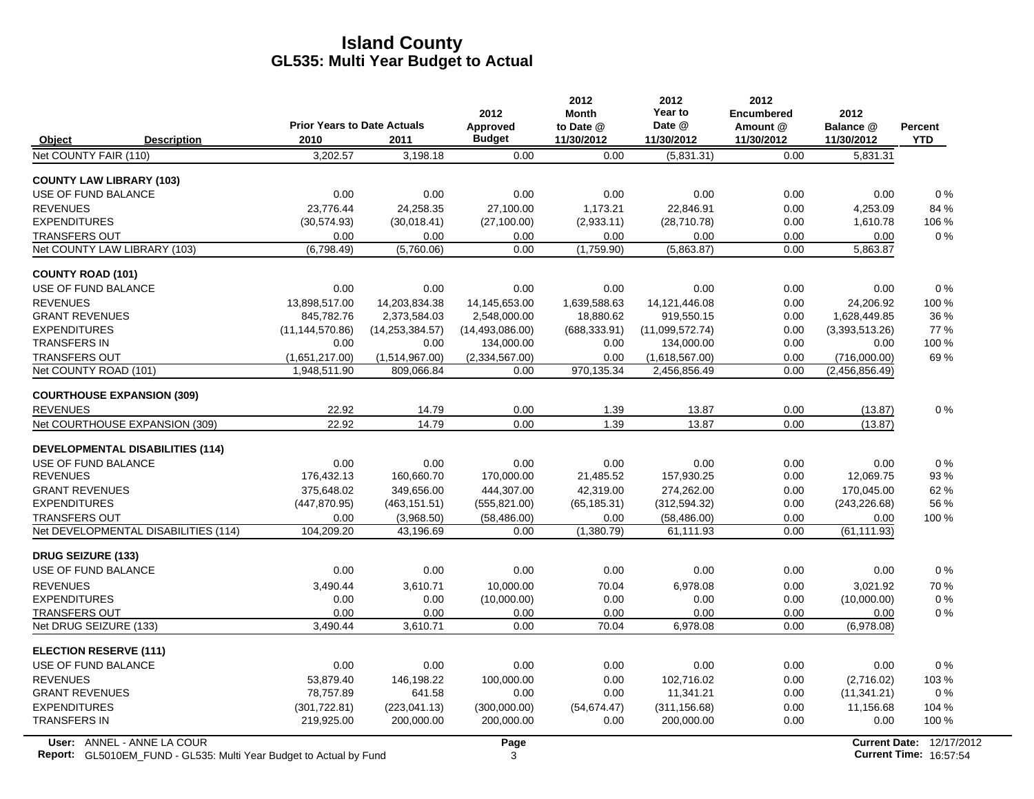# Island County
## GL535: Multi Year Budget to Actual

| Object | Description | Prior Years to Date Actuals 2010 | 2011 | 2012 Approved Budget | 2012 Month to Date @ 11/30/2012 | 2012 Year to Date @ 11/30/2012 | 2012 Encumbered Amount @ 11/30/2012 | 2012 Balance @ 11/30/2012 | Percent YTD |
|---|---|---|---|---|---|---|---|---|---|
| Net COUNTY FAIR (110) | | 3,202.57 | 3,198.18 | 0.00 | 0.00 | (5,831.31) | 0.00 | 5,831.31 | |
| **COUNTY LAW LIBRARY (103)** | | | | | | | | | |
| USE OF FUND BALANCE | | 0.00 | 0.00 | 0.00 | 0.00 | 0.00 | 0.00 | 0.00 | 0 % |
| REVENUES | | 23,776.44 | 24,258.35 | 27,100.00 | 1,173.21 | 22,846.91 | 0.00 | 4,253.09 | 84 % |
| EXPENDITURES | | (30,574.93) | (30,018.41) | (27,100.00) | (2,933.11) | (28,710.78) | 0.00 | 1,610.78 | 106 % |
| TRANSFERS OUT | | 0.00 | 0.00 | 0.00 | 0.00 | 0.00 | 0.00 | 0.00 | 0 % |
| Net COUNTY LAW LIBRARY (103) | | (6,798.49) | (5,760.06) | 0.00 | (1,759.90) | (5,863.87) | 0.00 | 5,863.87 | |
| **COUNTY ROAD (101)** | | | | | | | | | |
| USE OF FUND BALANCE | | 0.00 | 0.00 | 0.00 | 0.00 | 0.00 | 0.00 | 0.00 | 0 % |
| REVENUES | | 13,898,517.00 | 14,203,834.38 | 14,145,653.00 | 1,639,588.63 | 14,121,446.08 | 0.00 | 24,206.92 | 100 % |
| GRANT REVENUES | | 845,782.76 | 2,373,584.03 | 2,548,000.00 | 18,880.62 | 919,550.15 | 0.00 | 1,628,449.85 | 36 % |
| EXPENDITURES | | (11,144,570.86) | (14,253,384.57) | (14,493,086.00) | (688,333.91) | (11,099,572.74) | 0.00 | (3,393,513.26) | 77 % |
| TRANSFERS IN | | 0.00 | 0.00 | 134,000.00 | 0.00 | 134,000.00 | 0.00 | 0.00 | 100 % |
| TRANSFERS OUT | | (1,651,217.00) | (1,514,967.00) | (2,334,567.00) | 0.00 | (1,618,567.00) | 0.00 | (716,000.00) | 69 % |
| Net COUNTY ROAD (101) | | 1,948,511.90 | 809,066.84 | 0.00 | 970,135.34 | 2,456,856.49 | 0.00 | (2,456,856.49) | |
| **COURTHOUSE EXPANSION (309)** | | | | | | | | | |
| REVENUES | | 22.92 | 14.79 | 0.00 | 1.39 | 13.87 | 0.00 | (13.87) | 0 % |
| Net COURTHOUSE EXPANSION (309) | | 22.92 | 14.79 | 0.00 | 1.39 | 13.87 | 0.00 | (13.87) | |
| **DEVELOPMENTAL DISABILITIES (114)** | | | | | | | | | |
| USE OF FUND BALANCE | | 0.00 | 0.00 | 0.00 | 0.00 | 0.00 | 0.00 | 0.00 | 0 % |
| REVENUES | | 176,432.13 | 160,660.70 | 170,000.00 | 21,485.52 | 157,930.25 | 0.00 | 12,069.75 | 93 % |
| GRANT REVENUES | | 375,648.02 | 349,656.00 | 444,307.00 | 42,319.00 | 274,262.00 | 0.00 | 170,045.00 | 62 % |
| EXPENDITURES | | (447,870.95) | (463,151.51) | (555,821.00) | (65,185.31) | (312,594.32) | 0.00 | (243,226.68) | 56 % |
| TRANSFERS OUT | | 0.00 | (3,968.50) | (58,486.00) | 0.00 | (58,486.00) | 0.00 | 0.00 | 100 % |
| Net DEVELOPMENTAL DISABILITIES (114) | | 104,209.20 | 43,196.69 | 0.00 | (1,380.79) | 61,111.93 | 0.00 | (61,111.93) | |
| **DRUG SEIZURE (133)** | | | | | | | | | |
| USE OF FUND BALANCE | | 0.00 | 0.00 | 0.00 | 0.00 | 0.00 | 0.00 | 0.00 | 0 % |
| REVENUES | | 3,490.44 | 3,610.71 | 10,000.00 | 70.04 | 6,978.08 | 0.00 | 3,021.92 | 70 % |
| EXPENDITURES | | 0.00 | 0.00 | (10,000.00) | 0.00 | 0.00 | 0.00 | (10,000.00) | 0 % |
| TRANSFERS OUT | | 0.00 | 0.00 | 0.00 | 0.00 | 0.00 | 0.00 | 0.00 | 0 % |
| Net DRUG SEIZURE (133) | | 3,490.44 | 3,610.71 | 0.00 | 70.04 | 6,978.08 | 0.00 | (6,978.08) | |
| **ELECTION RESERVE (111)** | | | | | | | | | |
| USE OF FUND BALANCE | | 0.00 | 0.00 | 0.00 | 0.00 | 0.00 | 0.00 | 0.00 | 0 % |
| REVENUES | | 53,879.40 | 146,198.22 | 100,000.00 | 0.00 | 102,716.02 | 0.00 | (2,716.02) | 103 % |
| GRANT REVENUES | | 78,757.89 | 641.58 | 0.00 | 0.00 | 11,341.21 | 0.00 | (11,341.21) | 0 % |
| EXPENDITURES | | (301,722.81) | (223,041.13) | (300,000.00) | (54,674.47) | (311,156.68) | 0.00 | 11,156.68 | 104 % |
| TRANSFERS IN | | 219,925.00 | 200,000.00 | 200,000.00 | 0.00 | 200,000.00 | 0.00 | 0.00 | 100 % |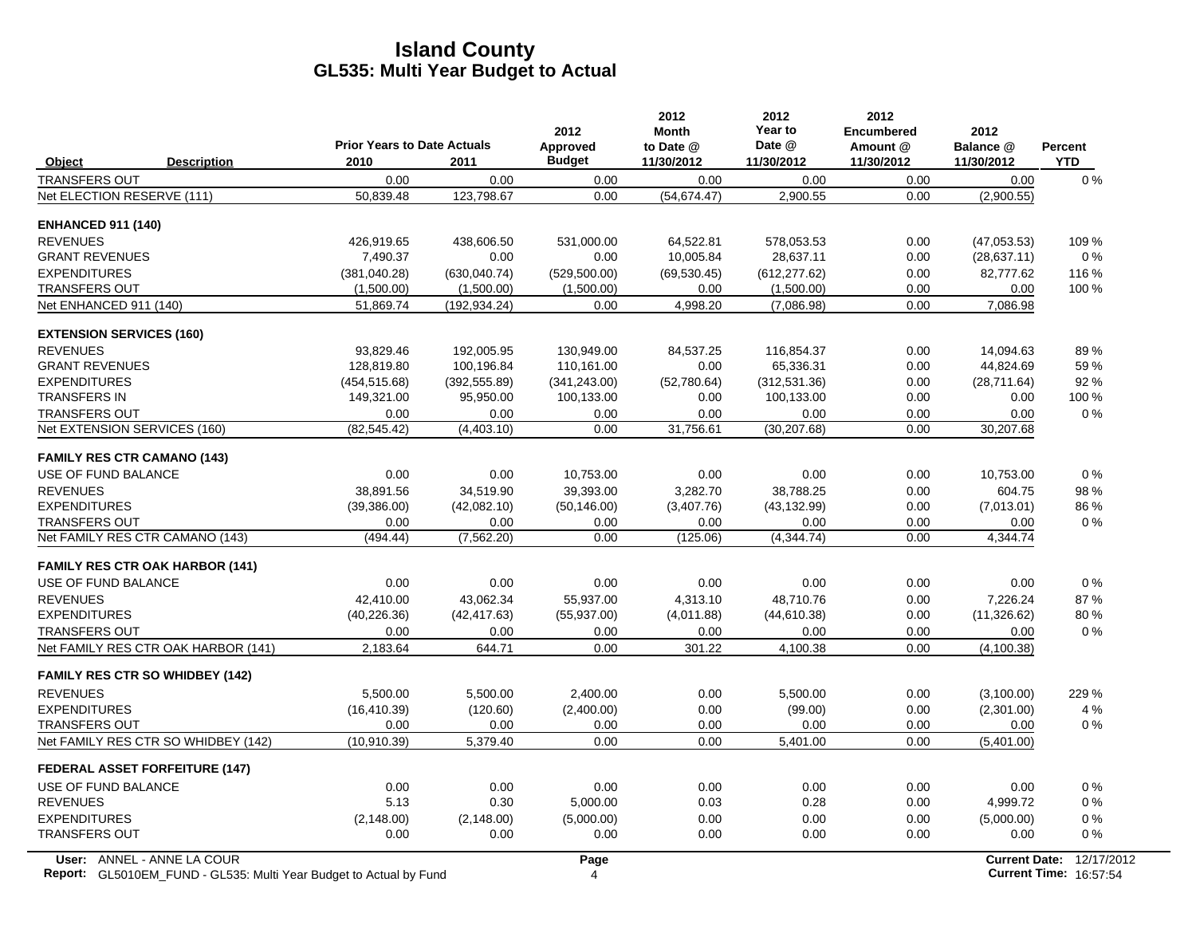# Island County
## GL535: Multi Year Budget to Actual

| Object | Description | Prior Years to Date Actuals 2010 | 2011 | 2012 Approved Budget | 2012 Month to Date @ 11/30/2012 | 2012 Year to Date @ 11/30/2012 | 2012 Encumbered Amount @ 11/30/2012 | 2012 Balance @ 11/30/2012 | Percent YTD |
|---|---|---|---|---|---|---|---|---|---|
| TRANSFERS OUT | | 0.00 | 0.00 | 0.00 | 0.00 | 0.00 | 0.00 | 0.00 | 0 % |
| Net ELECTION RESERVE (111) | | 50,839.48 | 123,798.67 | 0.00 | (54,674.47) | 2,900.55 | 0.00 | (2,900.55) | |
| **ENHANCED 911 (140)** | | | | | | | | | |
| REVENUES | | 426,919.65 | 438,606.50 | 531,000.00 | 64,522.81 | 578,053.53 | 0.00 | (47,053.53) | 109 % |
| GRANT REVENUES | | 7,490.37 | 0.00 | 0.00 | 10,005.84 | 28,637.11 | 0.00 | (28,637.11) | 0 % |
| EXPENDITURES | | (381,040.28) | (630,040.74) | (529,500.00) | (69,530.45) | (612,277.62) | 0.00 | 82,777.62 | 116 % |
| TRANSFERS OUT | | (1,500.00) | (1,500.00) | (1,500.00) | 0.00 | (1,500.00) | 0.00 | 0.00 | 100 % |
| Net ENHANCED 911 (140) | | 51,869.74 | (192,934.24) | 0.00 | 4,998.20 | (7,086.98) | 0.00 | 7,086.98 | |
| **EXTENSION SERVICES (160)** | | | | | | | | | |
| REVENUES | | 93,829.46 | 192,005.95 | 130,949.00 | 84,537.25 | 116,854.37 | 0.00 | 14,094.63 | 89 % |
| GRANT REVENUES | | 128,819.80 | 100,196.84 | 110,161.00 | 0.00 | 65,336.31 | 0.00 | 44,824.69 | 59 % |
| EXPENDITURES | | (454,515.68) | (392,555.89) | (341,243.00) | (52,780.64) | (312,531.36) | 0.00 | (28,711.64) | 92 % |
| TRANSFERS IN | | 149,321.00 | 95,950.00 | 100,133.00 | 0.00 | 100,133.00 | 0.00 | 0.00 | 100 % |
| TRANSFERS OUT | | 0.00 | 0.00 | 0.00 | 0.00 | 0.00 | 0.00 | 0.00 | 0 % |
| Net EXTENSION SERVICES (160) | | (82,545.42) | (4,403.10) | 0.00 | 31,756.61 | (30,207.68) | 0.00 | 30,207.68 | |
| **FAMILY RES CTR CAMANO (143)** | | | | | | | | | |
| USE OF FUND BALANCE | | 0.00 | 0.00 | 10,753.00 | 0.00 | 0.00 | 0.00 | 10,753.00 | 0 % |
| REVENUES | | 38,891.56 | 34,519.90 | 39,393.00 | 3,282.70 | 38,788.25 | 0.00 | 604.75 | 98 % |
| EXPENDITURES | | (39,386.00) | (42,082.10) | (50,146.00) | (3,407.76) | (43,132.99) | 0.00 | (7,013.01) | 86 % |
| TRANSFERS OUT | | 0.00 | 0.00 | 0.00 | 0.00 | 0.00 | 0.00 | 0.00 | 0 % |
| Net FAMILY RES CTR CAMANO (143) | | (494.44) | (7,562.20) | 0.00 | (125.06) | (4,344.74) | 0.00 | 4,344.74 | |
| **FAMILY RES CTR OAK HARBOR (141)** | | | | | | | | | |
| USE OF FUND BALANCE | | 0.00 | 0.00 | 0.00 | 0.00 | 0.00 | 0.00 | 0.00 | 0 % |
| REVENUES | | 42,410.00 | 43,062.34 | 55,937.00 | 4,313.10 | 48,710.76 | 0.00 | 7,226.24 | 87 % |
| EXPENDITURES | | (40,226.36) | (42,417.63) | (55,937.00) | (4,011.88) | (44,610.38) | 0.00 | (11,326.62) | 80 % |
| TRANSFERS OUT | | 0.00 | 0.00 | 0.00 | 0.00 | 0.00 | 0.00 | 0.00 | 0 % |
| Net FAMILY RES CTR OAK HARBOR (141) | | 2,183.64 | 644.71 | 0.00 | 301.22 | 4,100.38 | 0.00 | (4,100.38) | |
| **FAMILY RES CTR SO WHIDBEY (142)** | | | | | | | | | |
| REVENUES | | 5,500.00 | 5,500.00 | 2,400.00 | 0.00 | 5,500.00 | 0.00 | (3,100.00) | 229 % |
| EXPENDITURES | | (16,410.39) | (120.60) | (2,400.00) | 0.00 | (99.00) | 0.00 | (2,301.00) | 4 % |
| TRANSFERS OUT | | 0.00 | 0.00 | 0.00 | 0.00 | 0.00 | 0.00 | 0.00 | 0 % |
| Net FAMILY RES CTR SO WHIDBEY (142) | | (10,910.39) | 5,379.40 | 0.00 | 0.00 | 5,401.00 | 0.00 | (5,401.00) | |
| **FEDERAL ASSET FORFEITURE (147)** | | | | | | | | | |
| USE OF FUND BALANCE | | 0.00 | 0.00 | 0.00 | 0.00 | 0.00 | 0.00 | 0.00 | 0 % |
| REVENUES | | 5.13 | 0.30 | 5,000.00 | 0.03 | 0.28 | 0.00 | 4,999.72 | 0 % |
| EXPENDITURES | | (2,148.00) | (2,148.00) | (5,000.00) | 0.00 | 0.00 | 0.00 | (5,000.00) | 0 % |
| TRANSFERS OUT | | 0.00 | 0.00 | 0.00 | 0.00 | 0.00 | 0.00 | 0.00 | 0 % |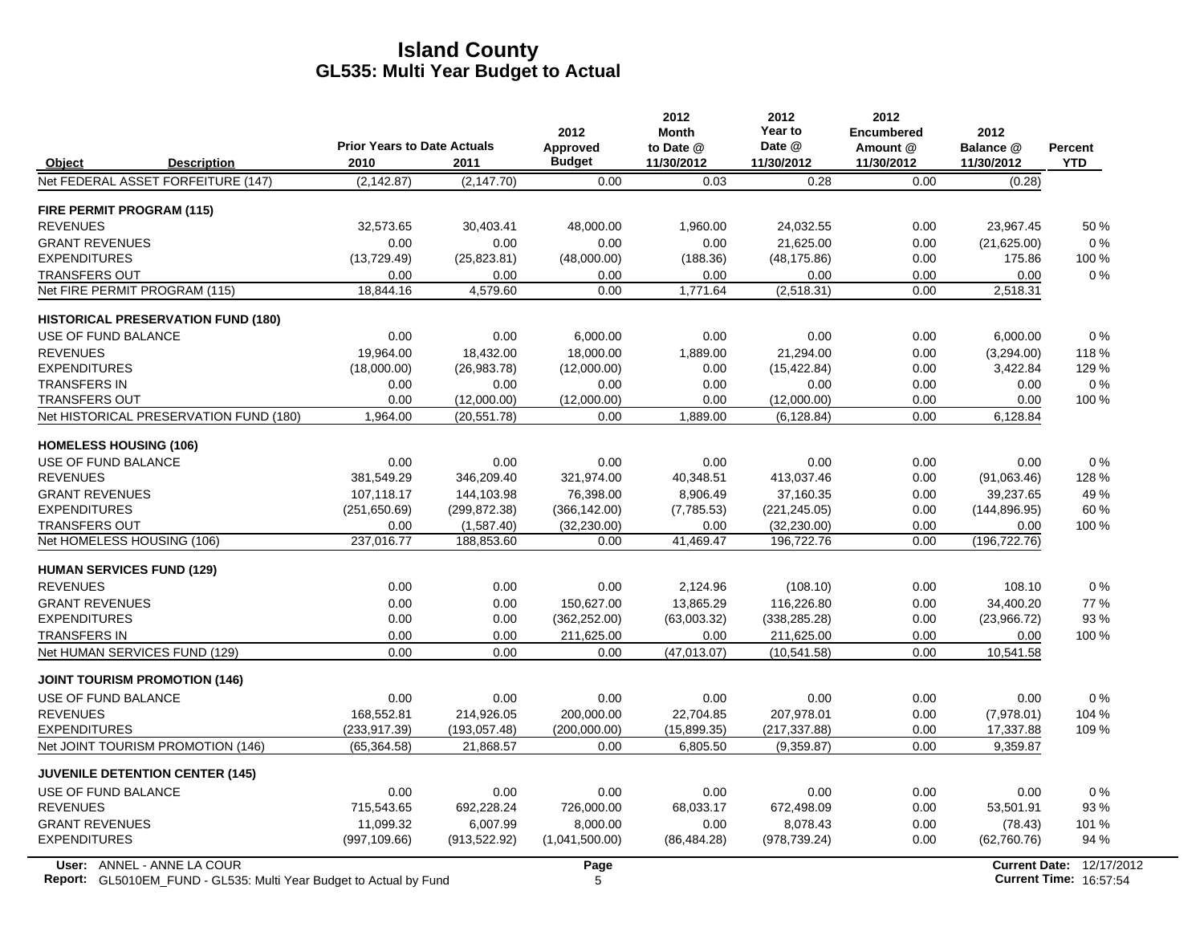# Island County
## GL535: Multi Year Budget to Actual

| Object | Description | Prior Years to Date Actuals 2010 | 2011 | 2012 Approved Budget | 2012 Month to Date @ 11/30/2012 | 2012 Year to Date @ 11/30/2012 | 2012 Encumbered Amount @ 11/30/2012 | 2012 Balance @ 11/30/2012 | Percent YTD |
|---|---|---|---|---|---|---|---|---|---|
| Net FEDERAL ASSET FORFEITURE (147) | | (2,142.87) | (2,147.70) | 0.00 | 0.03 | 0.28 | 0.00 | (0.28) | |
| **FIRE PERMIT PROGRAM (115)** | | | | | | | | | |
| REVENUES | | 32,573.65 | 30,403.41 | 48,000.00 | 1,960.00 | 24,032.55 | 0.00 | 23,967.45 | 50 % |
| GRANT REVENUES | | 0.00 | 0.00 | 0.00 | 0.00 | 21,625.00 | 0.00 | (21,625.00) | 0 % |
| EXPENDITURES | | (13,729.49) | (25,823.81) | (48,000.00) | (188.36) | (48,175.86) | 0.00 | 175.86 | 100 % |
| TRANSFERS OUT | | 0.00 | 0.00 | 0.00 | 0.00 | 0.00 | 0.00 | 0.00 | 0 % |
| Net FIRE PERMIT PROGRAM (115) | | 18,844.16 | 4,579.60 | 0.00 | 1,771.64 | (2,518.31) | 0.00 | 2,518.31 | |
| **HISTORICAL PRESERVATION FUND (180)** | | | | | | | | | |
| USE OF FUND BALANCE | | 0.00 | 0.00 | 6,000.00 | 0.00 | 0.00 | 0.00 | 6,000.00 | 0 % |
| REVENUES | | 19,964.00 | 18,432.00 | 18,000.00 | 1,889.00 | 21,294.00 | 0.00 | (3,294.00) | 118 % |
| EXPENDITURES | | (18,000.00) | (26,983.78) | (12,000.00) | 0.00 | (15,422.84) | 0.00 | 3,422.84 | 129 % |
| TRANSFERS IN | | 0.00 | 0.00 | 0.00 | 0.00 | 0.00 | 0.00 | 0.00 | 0 % |
| TRANSFERS OUT | | 0.00 | (12,000.00) | (12,000.00) | 0.00 | (12,000.00) | 0.00 | 0.00 | 100 % |
| Net HISTORICAL PRESERVATION FUND (180) | | 1,964.00 | (20,551.78) | 0.00 | 1,889.00 | (6,128.84) | 0.00 | 6,128.84 | |
| **HOMELESS HOUSING (106)** | | | | | | | | | |
| USE OF FUND BALANCE | | 0.00 | 0.00 | 0.00 | 0.00 | 0.00 | 0.00 | 0.00 | 0 % |
| REVENUES | | 381,549.29 | 346,209.40 | 321,974.00 | 40,348.51 | 413,037.46 | 0.00 | (91,063.46) | 128 % |
| GRANT REVENUES | | 107,118.17 | 144,103.98 | 76,398.00 | 8,906.49 | 37,160.35 | 0.00 | 39,237.65 | 49 % |
| EXPENDITURES | | (251,650.69) | (299,872.38) | (366,142.00) | (7,785.53) | (221,245.05) | 0.00 | (144,896.95) | 60 % |
| TRANSFERS OUT | | 0.00 | (1,587.40) | (32,230.00) | 0.00 | (32,230.00) | 0.00 | 0.00 | 100 % |
| Net HOMELESS HOUSING (106) | | 237,016.77 | 188,853.60 | 0.00 | 41,469.47 | 196,722.76 | 0.00 | (196,722.76) | |
| **HUMAN SERVICES FUND (129)** | | | | | | | | | |
| REVENUES | | 0.00 | 0.00 | 0.00 | 2,124.96 | (108.10) | 0.00 | 108.10 | 0 % |
| GRANT REVENUES | | 0.00 | 0.00 | 150,627.00 | 13,865.29 | 116,226.80 | 0.00 | 34,400.20 | 77 % |
| EXPENDITURES | | 0.00 | 0.00 | (362,252.00) | (63,003.32) | (338,285.28) | 0.00 | (23,966.72) | 93 % |
| TRANSFERS IN | | 0.00 | 0.00 | 211,625.00 | 0.00 | 211,625.00 | 0.00 | 0.00 | 100 % |
| Net HUMAN SERVICES FUND (129) | | 0.00 | 0.00 | 0.00 | (47,013.07) | (10,541.58) | 0.00 | 10,541.58 | |
| **JOINT TOURISM PROMOTION (146)** | | | | | | | | | |
| USE OF FUND BALANCE | | 0.00 | 0.00 | 0.00 | 0.00 | 0.00 | 0.00 | 0.00 | 0 % |
| REVENUES | | 168,552.81 | 214,926.05 | 200,000.00 | 22,704.85 | 207,978.01 | 0.00 | (7,978.01) | 104 % |
| EXPENDITURES | | (233,917.39) | (193,057.48) | (200,000.00) | (15,899.35) | (217,337.88) | 0.00 | 17,337.88 | 109 % |
| Net JOINT TOURISM PROMOTION (146) | | (65,364.58) | 21,868.57 | 0.00 | 6,805.50 | (9,359.87) | 0.00 | 9,359.87 | |
| **JUVENILE DETENTION CENTER (145)** | | | | | | | | | |
| USE OF FUND BALANCE | | 0.00 | 0.00 | 0.00 | 0.00 | 0.00 | 0.00 | 0.00 | 0 % |
| REVENUES | | 715,543.65 | 692,228.24 | 726,000.00 | 68,033.17 | 672,498.09 | 0.00 | 53,501.91 | 93 % |
| GRANT REVENUES | | 11,099.32 | 6,007.99 | 8,000.00 | 0.00 | 8,078.43 | 0.00 | (78.43) | 101 % |
| EXPENDITURES | | (997,109.66) | (913,522.92) | (1,041,500.00) | (86,484.28) | (978,739.24) | 0.00 | (62,760.76) | 94 % |

User: ANNEL - ANNE LA COUR
Report: GL5010EM_FUND - GL535: Multi Year Budget to Actual by Fund
Current Date: 12/17/2012
Current Time: 16:57:54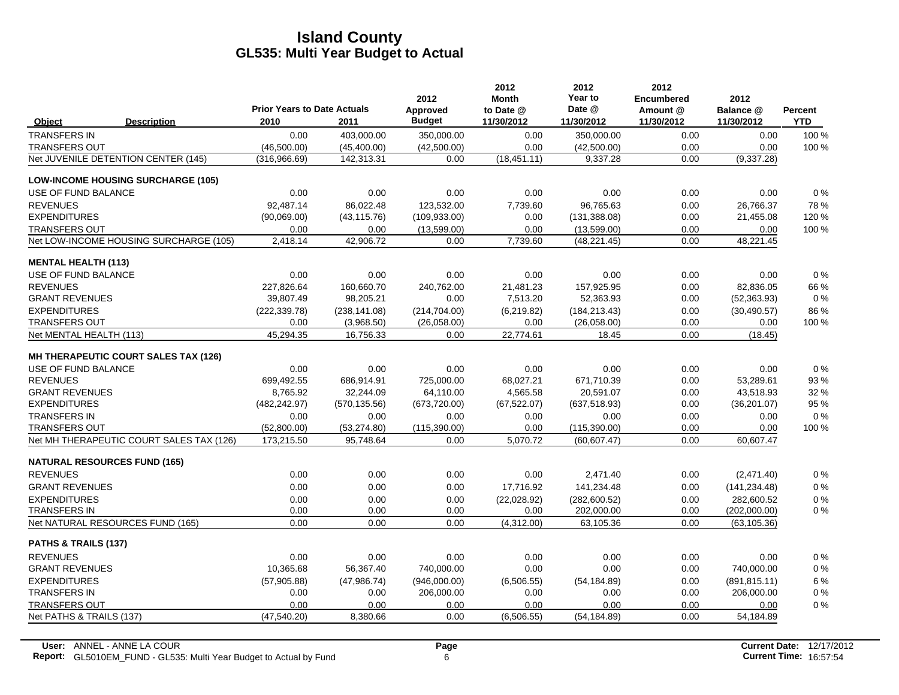# Island County
## GL535: Multi Year Budget to Actual

| Object | Description | Prior Years to Date Actuals 2010 | 2011 | 2012 Approved Budget | 2012 Month to Date @ 11/30/2012 | 2012 Year to Date @ 11/30/2012 | 2012 Encumbered Amount @ 11/30/2012 | 2012 Balance @ 11/30/2012 | Percent YTD |
|---|---|---|---|---|---|---|---|---|---|
| TRANSFERS IN | | 0.00 | 403,000.00 | 350,000.00 | 0.00 | 350,000.00 | 0.00 | 0.00 | 100 % |
| TRANSFERS OUT | | (46,500.00) | (45,400.00) | (42,500.00) | 0.00 | (42,500.00) | 0.00 | 0.00 | 100 % |
| Net JUVENILE DETENTION CENTER (145) | | (316,966.69) | 142,313.31 | 0.00 | (18,451.11) | 9,337.28 | 0.00 | (9,337.28) | |
| **LOW-INCOME HOUSING SURCHARGE (105)** | | | | | | | | | |
| USE OF FUND BALANCE | | 0.00 | 0.00 | 0.00 | 0.00 | 0.00 | 0.00 | 0.00 | 0 % |
| REVENUES | | 92,487.14 | 86,022.48 | 123,532.00 | 7,739.60 | 96,765.63 | 0.00 | 26,766.37 | 78 % |
| EXPENDITURES | | (90,069.00) | (43,115.76) | (109,933.00) | 0.00 | (131,388.08) | 0.00 | 21,455.08 | 120 % |
| TRANSFERS OUT | | 0.00 | 0.00 | (13,599.00) | 0.00 | (13,599.00) | 0.00 | 0.00 | 100 % |
| Net LOW-INCOME HOUSING SURCHARGE (105) | | 2,418.14 | 42,906.72 | 0.00 | 7,739.60 | (48,221.45) | 0.00 | 48,221.45 | |
| **MENTAL HEALTH (113)** | | | | | | | | | |
| USE OF FUND BALANCE | | 0.00 | 0.00 | 0.00 | 0.00 | 0.00 | 0.00 | 0.00 | 0 % |
| REVENUES | | 227,826.64 | 160,660.70 | 240,762.00 | 21,481.23 | 157,925.95 | 0.00 | 82,836.05 | 66 % |
| GRANT REVENUES | | 39,807.49 | 98,205.21 | 0.00 | 7,513.20 | 52,363.93 | 0.00 | (52,363.93) | 0 % |
| EXPENDITURES | | (222,339.78) | (238,141.08) | (214,704.00) | (6,219.82) | (184,213.43) | 0.00 | (30,490.57) | 86 % |
| TRANSFERS OUT | | 0.00 | (3,968.50) | (26,058.00) | 0.00 | (26,058.00) | 0.00 | 0.00 | 100 % |
| Net MENTAL HEALTH (113) | | 45,294.35 | 16,756.33 | 0.00 | 22,774.61 | 18.45 | 0.00 | (18.45) | |
| **MH THERAPEUTIC COURT SALES TAX (126)** | | | | | | | | | |
| USE OF FUND BALANCE | | 0.00 | 0.00 | 0.00 | 0.00 | 0.00 | 0.00 | 0.00 | 0 % |
| REVENUES | | 699,492.55 | 686,914.91 | 725,000.00 | 68,027.21 | 671,710.39 | 0.00 | 53,289.61 | 93 % |
| GRANT REVENUES | | 8,765.92 | 32,244.09 | 64,110.00 | 4,565.58 | 20,591.07 | 0.00 | 43,518.93 | 32 % |
| EXPENDITURES | | (482,242.97) | (570,135.56) | (673,720.00) | (67,522.07) | (637,518.93) | 0.00 | (36,201.07) | 95 % |
| TRANSFERS IN | | 0.00 | 0.00 | 0.00 | 0.00 | 0.00 | 0.00 | 0.00 | 0 % |
| TRANSFERS OUT | | (52,800.00) | (53,274.80) | (115,390.00) | 0.00 | (115,390.00) | 0.00 | 0.00 | 100 % |
| Net MH THERAPEUTIC COURT SALES TAX (126) | | 173,215.50 | 95,748.64 | 0.00 | 5,070.72 | (60,607.47) | 0.00 | 60,607.47 | |
| **NATURAL RESOURCES FUND (165)** | | | | | | | | | |
| REVENUES | | 0.00 | 0.00 | 0.00 | 0.00 | 2,471.40 | 0.00 | (2,471.40) | 0 % |
| GRANT REVENUES | | 0.00 | 0.00 | 0.00 | 17,716.92 | 141,234.48 | 0.00 | (141,234.48) | 0 % |
| EXPENDITURES | | 0.00 | 0.00 | 0.00 | (22,028.92) | (282,600.52) | 0.00 | 282,600.52 | 0 % |
| TRANSFERS IN | | 0.00 | 0.00 | 0.00 | 0.00 | 202,000.00 | 0.00 | (202,000.00) | 0 % |
| Net NATURAL RESOURCES FUND (165) | | 0.00 | 0.00 | 0.00 | (4,312.00) | 63,105.36 | 0.00 | (63,105.36) | |
| **PATHS & TRAILS (137)** | | | | | | | | | |
| REVENUES | | 0.00 | 0.00 | 0.00 | 0.00 | 0.00 | 0.00 | 0.00 | 0 % |
| GRANT REVENUES | | 10,365.68 | 56,367.40 | 740,000.00 | 0.00 | 0.00 | 0.00 | 740,000.00 | 0 % |
| EXPENDITURES | | (57,905.88) | (47,986.74) | (946,000.00) | (6,506.55) | (54,184.89) | 0.00 | (891,815.11) | 6 % |
| TRANSFERS IN | | 0.00 | 0.00 | 206,000.00 | 0.00 | 0.00 | 0.00 | 206,000.00 | 0 % |
| TRANSFERS OUT | | 0.00 | 0.00 | 0.00 | 0.00 | 0.00 | 0.00 | 0.00 | 0 % |
| Net PATHS & TRAILS (137) | | (47,540.20) | 8,380.66 | 0.00 | (6,506.55) | (54,184.89) | 0.00 | 54,184.89 | |

User: ANNEL - ANNE LA COUR
Report: GL5010EM_FUND - GL535: Multi Year Budget to Actual by Fund
Current Date: 12/17/2012
Current Time: 16:57:54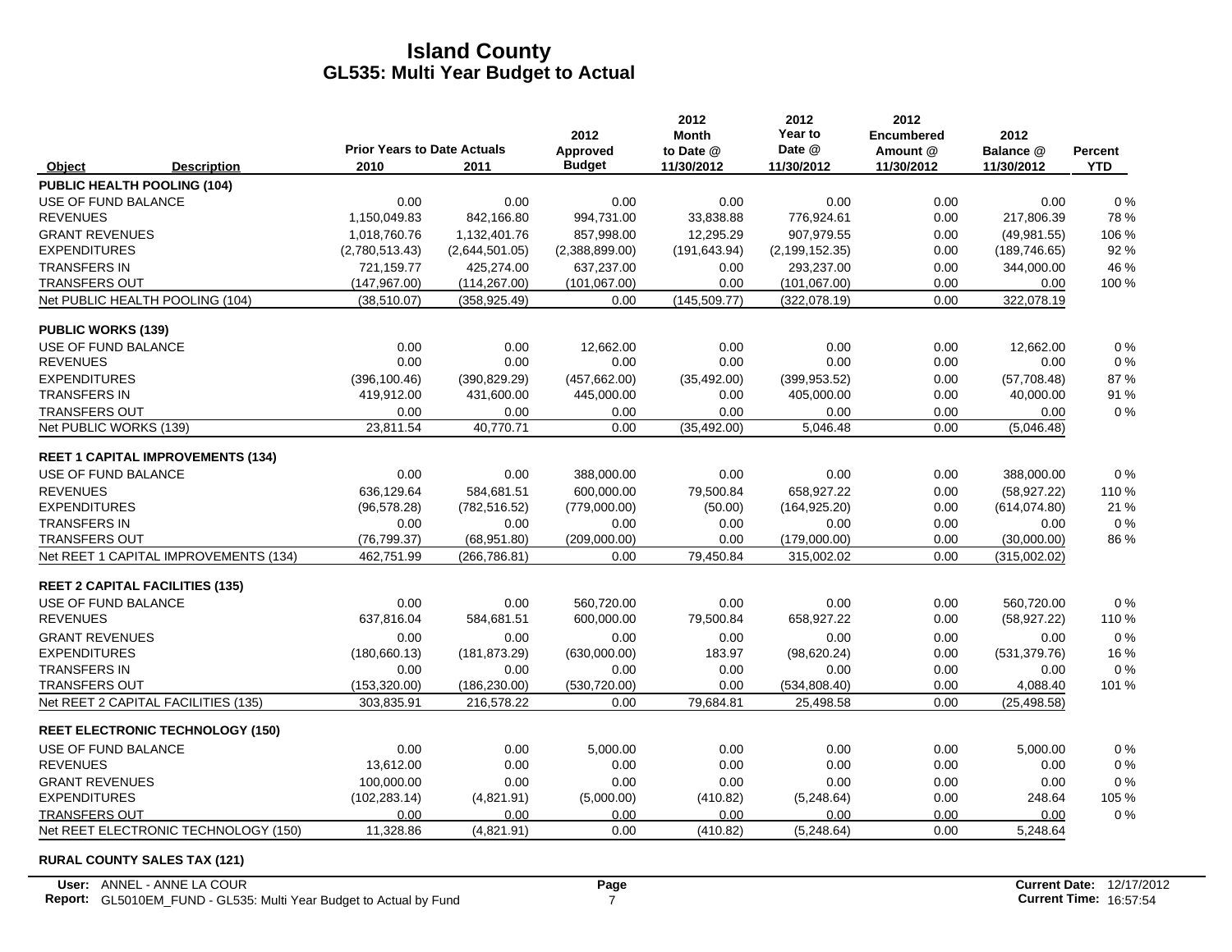# Island County
## GL535: Multi Year Budget to Actual

| Object | Description | Prior Years to Date Actuals 2010 | 2011 | 2012 Approved Budget | 2012 Month to Date @ 11/30/2012 | 2012 Year to Date @ 11/30/2012 | 2012 Encumbered Amount @ 11/30/2012 | 2012 Balance @ 11/30/2012 | Percent YTD |
|---|---|---|---|---|---|---|---|---|---|
| **PUBLIC HEALTH POOLING (104)** | | | | | | | | | |
| USE OF FUND BALANCE | | 0.00 | 0.00 | 0.00 | 0.00 | 0.00 | 0.00 | 0.00 | 0 % |
| REVENUES | | 1,150,049.83 | 842,166.80 | 994,731.00 | 33,838.88 | 776,924.61 | 0.00 | 217,806.39 | 78 % |
| GRANT REVENUES | | 1,018,760.76 | 1,132,401.76 | 857,998.00 | 12,295.29 | 907,979.55 | 0.00 | (49,981.55) | 106 % |
| EXPENDITURES | | (2,780,513.43) | (2,644,501.05) | (2,388,899.00) | (191,643.94) | (2,199,152.35) | 0.00 | (189,746.65) | 92 % |
| TRANSFERS IN | | 721,159.77 | 425,274.00 | 637,237.00 | 0.00 | 293,237.00 | 0.00 | 344,000.00 | 46 % |
| TRANSFERS OUT | | (147,967.00) | (114,267.00) | (101,067.00) | 0.00 | (101,067.00) | 0.00 | 0.00 | 100 % |
| Net PUBLIC HEALTH POOLING (104) | | (38,510.07) | (358,925.49) | 0.00 | (145,509.77) | (322,078.19) | 0.00 | 322,078.19 | |
| **PUBLIC WORKS (139)** | | | | | | | | | |
| USE OF FUND BALANCE | | 0.00 | 0.00 | 12,662.00 | 0.00 | 0.00 | 0.00 | 12,662.00 | 0 % |
| REVENUES | | 0.00 | 0.00 | 0.00 | 0.00 | 0.00 | 0.00 | 0.00 | 0 % |
| EXPENDITURES | | (396,100.46) | (390,829.29) | (457,662.00) | (35,492.00) | (399,953.52) | 0.00 | (57,708.48) | 87 % |
| TRANSFERS IN | | 419,912.00 | 431,600.00 | 445,000.00 | 0.00 | 405,000.00 | 0.00 | 40,000.00 | 91 % |
| TRANSFERS OUT | | 0.00 | 0.00 | 0.00 | 0.00 | 0.00 | 0.00 | 0.00 | 0 % |
| Net PUBLIC WORKS (139) | | 23,811.54 | 40,770.71 | 0.00 | (35,492.00) | 5,046.48 | 0.00 | (5,046.48) | |
| **REET 1 CAPITAL IMPROVEMENTS (134)** | | | | | | | | | |
| USE OF FUND BALANCE | | 0.00 | 0.00 | 388,000.00 | 0.00 | 0.00 | 0.00 | 388,000.00 | 0 % |
| REVENUES | | 636,129.64 | 584,681.51 | 600,000.00 | 79,500.84 | 658,927.22 | 0.00 | (58,927.22) | 110 % |
| EXPENDITURES | | (96,578.28) | (782,516.52) | (779,000.00) | (50.00) | (164,925.20) | 0.00 | (614,074.80) | 21 % |
| TRANSFERS IN | | 0.00 | 0.00 | 0.00 | 0.00 | 0.00 | 0.00 | 0.00 | 0 % |
| TRANSFERS OUT | | (76,799.37) | (68,951.80) | (209,000.00) | 0.00 | (179,000.00) | 0.00 | (30,000.00) | 86 % |
| Net REET 1 CAPITAL IMPROVEMENTS (134) | | 462,751.99 | (266,786.81) | 0.00 | 79,450.84 | 315,002.02 | 0.00 | (315,002.02) | |
| **REET 2 CAPITAL FACILITIES (135)** | | | | | | | | | |
| USE OF FUND BALANCE | | 0.00 | 0.00 | 560,720.00 | 0.00 | 0.00 | 0.00 | 560,720.00 | 0 % |
| REVENUES | | 637,816.04 | 584,681.51 | 600,000.00 | 79,500.84 | 658,927.22 | 0.00 | (58,927.22) | 110 % |
| GRANT REVENUES | | 0.00 | 0.00 | 0.00 | 0.00 | 0.00 | 0.00 | 0.00 | 0 % |
| EXPENDITURES | | (180,660.13) | (181,873.29) | (630,000.00) | 183.97 | (98,620.24) | 0.00 | (531,379.76) | 16 % |
| TRANSFERS IN | | 0.00 | 0.00 | 0.00 | 0.00 | 0.00 | 0.00 | 0.00 | 0 % |
| TRANSFERS OUT | | (153,320.00) | (186,230.00) | (530,720.00) | 0.00 | (534,808.40) | 0.00 | 4,088.40 | 101 % |
| Net REET 2 CAPITAL FACILITIES (135) | | 303,835.91 | 216,578.22 | 0.00 | 79,684.81 | 25,498.58 | 0.00 | (25,498.58) | |
| **REET ELECTRONIC TECHNOLOGY (150)** | | | | | | | | | |
| USE OF FUND BALANCE | | 0.00 | 0.00 | 5,000.00 | 0.00 | 0.00 | 0.00 | 5,000.00 | 0 % |
| REVENUES | | 13,612.00 | 0.00 | 0.00 | 0.00 | 0.00 | 0.00 | 0.00 | 0 % |
| GRANT REVENUES | | 100,000.00 | 0.00 | 0.00 | 0.00 | 0.00 | 0.00 | 0.00 | 0 % |
| EXPENDITURES | | (102,283.14) | (4,821.91) | (5,000.00) | (410.82) | (5,248.64) | 0.00 | 248.64 | 105 % |
| TRANSFERS OUT | | 0.00 | 0.00 | 0.00 | 0.00 | 0.00 | 0.00 | 0.00 | 0 % |
| Net REET ELECTRONIC TECHNOLOGY (150) | | 11,328.86 | (4,821.91) | 0.00 | (410.82) | (5,248.64) | 0.00 | 5,248.64 | |
| **RURAL COUNTY SALES TAX (121)** | | | | | | | | | |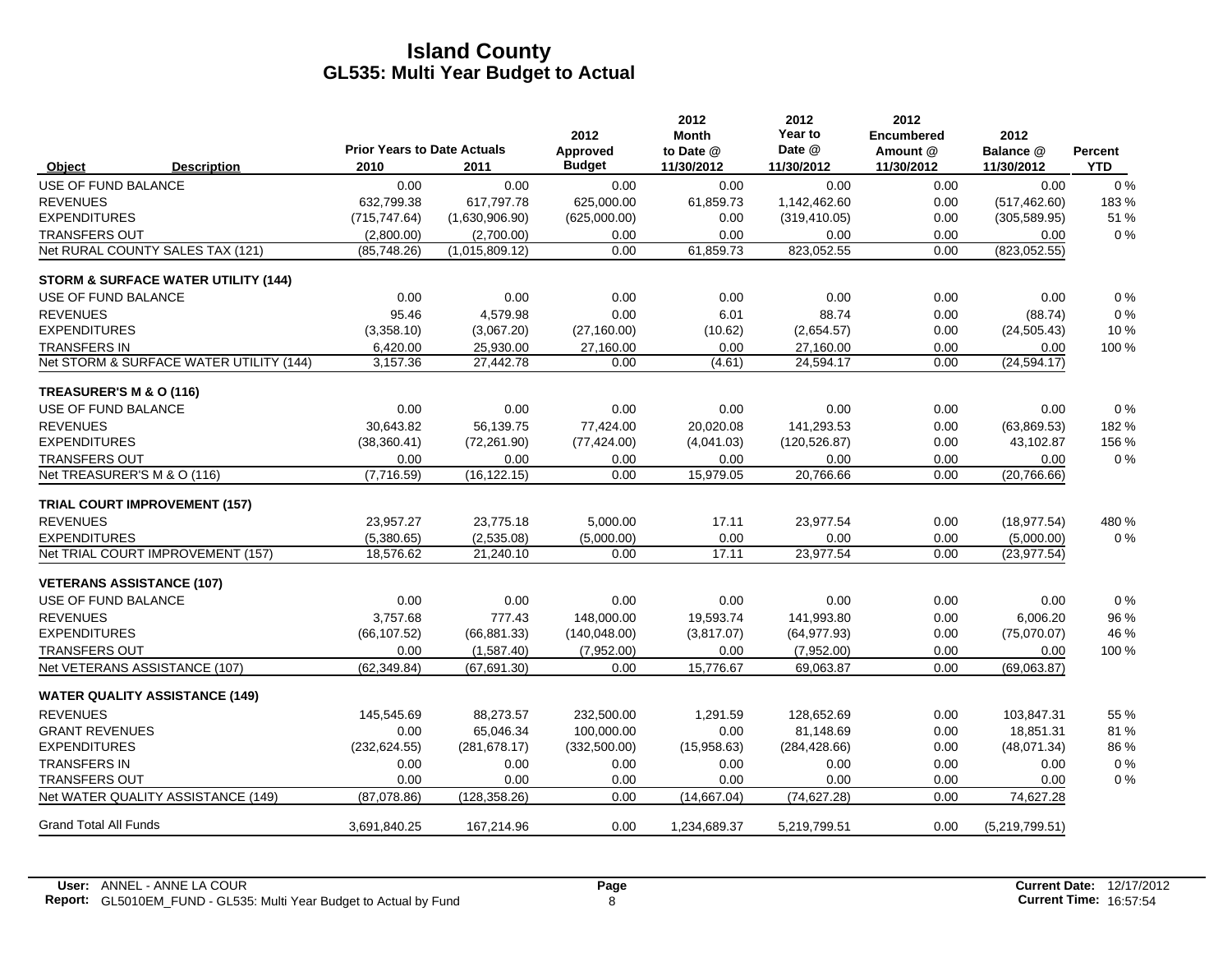# Island County
## GL535: Multi Year Budget to Actual

| Object | Description | Prior Years to Date Actuals 2010 | 2011 | 2012 Approved Budget | 2012 Month to Date @ 11/30/2012 | 2012 Year to Date @ 11/30/2012 | 2012 Encumbered Amount @ 11/30/2012 | 2012 Balance @ 11/30/2012 | Percent YTD |
|---|---|---|---|---|---|---|---|---|---|
| USE OF FUND BALANCE | | 0.00 | 0.00 | 0.00 | 0.00 | 0.00 | 0.00 | 0.00 | 0 % |
| REVENUES | | 632,799.38 | 617,797.78 | 625,000.00 | 61,859.73 | 1,142,462.60 | 0.00 | (517,462.60) | 183 % |
| EXPENDITURES | | (715,747.64) | (1,630,906.90) | (625,000.00) | 0.00 | (319,410.05) | 0.00 | (305,589.95) | 51 % |
| TRANSFERS OUT | | (2,800.00) | (2,700.00) | 0.00 | 0.00 | 0.00 | 0.00 | 0.00 | 0 % |
| Net RURAL COUNTY SALES TAX (121) | | (85,748.26) | (1,015,809.12) | 0.00 | 61,859.73 | 823,052.55 | 0.00 | (823,052.55) | |
| **STORM & SURFACE WATER UTILITY (144)** | | | | | | | | | |
| USE OF FUND BALANCE | | 0.00 | 0.00 | 0.00 | 0.00 | 0.00 | 0.00 | 0.00 | 0 % |
| REVENUES | | 95.46 | 4,579.98 | 0.00 | 6.01 | 88.74 | 0.00 | (88.74) | 0 % |
| EXPENDITURES | | (3,358.10) | (3,067.20) | (27,160.00) | (10.62) | (2,654.57) | 0.00 | (24,505.43) | 10 % |
| TRANSFERS IN | | 6,420.00 | 25,930.00 | 27,160.00 | 0.00 | 27,160.00 | 0.00 | 0.00 | 100 % |
| Net STORM & SURFACE WATER UTILITY (144) | | 3,157.36 | 27,442.78 | 0.00 | (4.61) | 24,594.17 | 0.00 | (24,594.17) | |
| **TREASURER'S M & O (116)** | | | | | | | | | |
| USE OF FUND BALANCE | | 0.00 | 0.00 | 0.00 | 0.00 | 0.00 | 0.00 | 0.00 | 0 % |
| REVENUES | | 30,643.82 | 56,139.75 | 77,424.00 | 20,020.08 | 141,293.53 | 0.00 | (63,869.53) | 182 % |
| EXPENDITURES | | (38,360.41) | (72,261.90) | (77,424.00) | (4,041.03) | (120,526.87) | 0.00 | 43,102.87 | 156 % |
| TRANSFERS OUT | | 0.00 | 0.00 | 0.00 | 0.00 | 0.00 | 0.00 | 0.00 | 0 % |
| Net TREASURER'S M & O (116) | | (7,716.59) | (16,122.15) | 0.00 | 15,979.05 | 20,766.66 | 0.00 | (20,766.66) | |
| **TRIAL COURT IMPROVEMENT (157)** | | | | | | | | | |
| REVENUES | | 23,957.27 | 23,775.18 | 5,000.00 | 17.11 | 23,977.54 | 0.00 | (18,977.54) | 480 % |
| EXPENDITURES | | (5,380.65) | (2,535.08) | (5,000.00) | 0.00 | 0.00 | 0.00 | (5,000.00) | 0 % |
| Net TRIAL COURT IMPROVEMENT (157) | | 18,576.62 | 21,240.10 | 0.00 | 17.11 | 23,977.54 | 0.00 | (23,977.54) | |
| **VETERANS ASSISTANCE (107)** | | | | | | | | | |
| USE OF FUND BALANCE | | 0.00 | 0.00 | 0.00 | 0.00 | 0.00 | 0.00 | 0.00 | 0 % |
| REVENUES | | 3,757.68 | 777.43 | 148,000.00 | 19,593.74 | 141,993.80 | 0.00 | 6,006.20 | 96 % |
| EXPENDITURES | | (66,107.52) | (66,881.33) | (140,048.00) | (3,817.07) | (64,977.93) | 0.00 | (75,070.07) | 46 % |
| TRANSFERS OUT | | 0.00 | (1,587.40) | (7,952.00) | 0.00 | (7,952.00) | 0.00 | 0.00 | 100 % |
| Net VETERANS ASSISTANCE (107) | | (62,349.84) | (67,691.30) | 0.00 | 15,776.67 | 69,063.87 | 0.00 | (69,063.87) | |
| **WATER QUALITY ASSISTANCE (149)** | | | | | | | | | |
| REVENUES | | 145,545.69 | 88,273.57 | 232,500.00 | 1,291.59 | 128,652.69 | 0.00 | 103,847.31 | 55 % |
| GRANT REVENUES | | 0.00 | 65,046.34 | 100,000.00 | 0.00 | 81,148.69 | 0.00 | 18,851.31 | 81 % |
| EXPENDITURES | | (232,624.55) | (281,678.17) | (332,500.00) | (15,958.63) | (284,428.66) | 0.00 | (48,071.34) | 86 % |
| TRANSFERS IN | | 0.00 | 0.00 | 0.00 | 0.00 | 0.00 | 0.00 | 0.00 | 0 % |
| TRANSFERS OUT | | 0.00 | 0.00 | 0.00 | 0.00 | 0.00 | 0.00 | 0.00 | 0 % |
| Net WATER QUALITY ASSISTANCE (149) | | (87,078.86) | (128,358.26) | 0.00 | (14,667.04) | (74,627.28) | 0.00 | 74,627.28 | |
| Grand Total All Funds | | 3,691,840.25 | 167,214.96 | 0.00 | 1,234,689.37 | 5,219,799.51 | 0.00 | (5,219,799.51) | |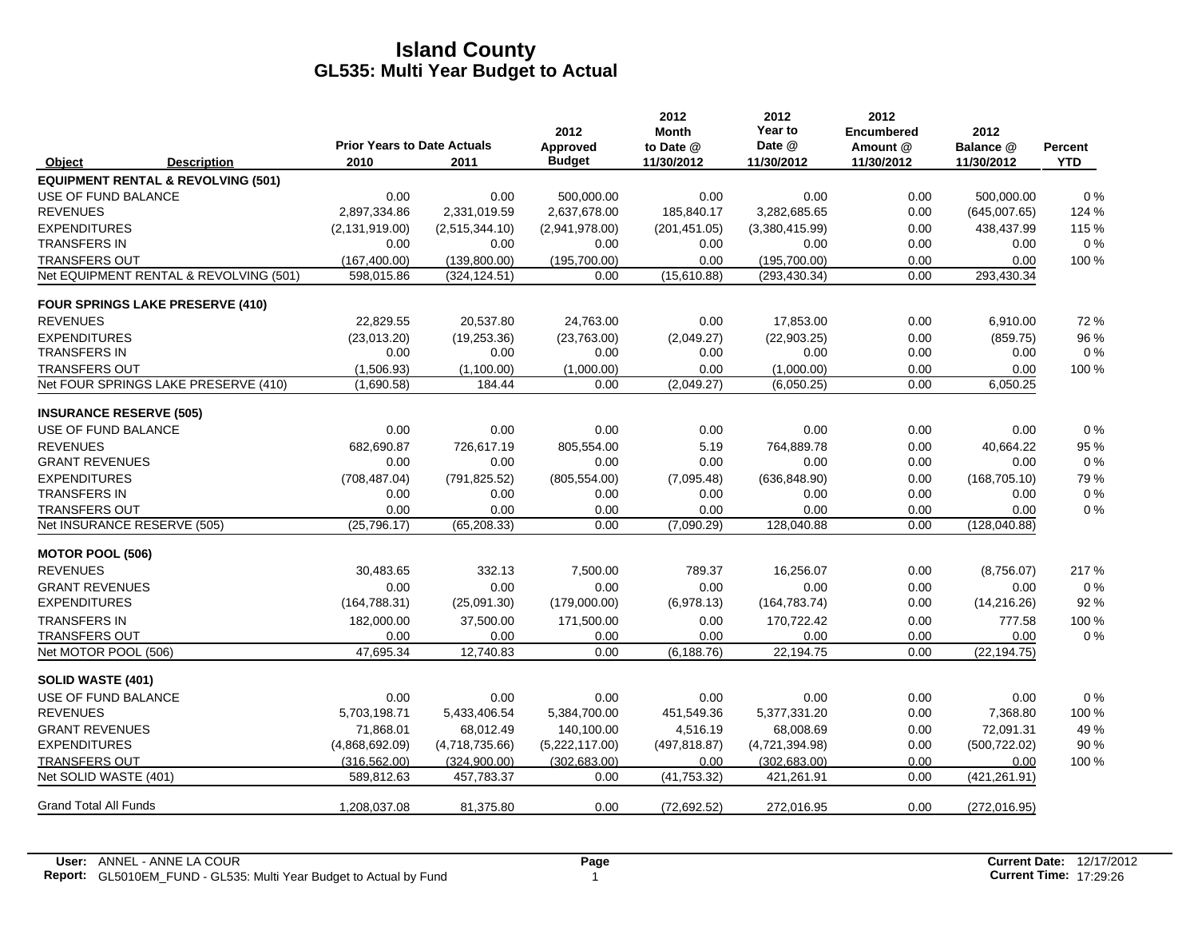# Island County
## GL535: Multi Year Budget to Actual

| Object | Description | Prior Years to Date Actuals 2010 | 2011 | 2012 Approved Budget | 2012 Month to Date @ 11/30/2012 | 2012 Year to Date @ 11/30/2012 | 2012 Encumbered Amount @ 11/30/2012 | 2012 Balance @ 11/30/2012 | Percent YTD |
|---|---|---|---|---|---|---|---|---|---|
| **EQUIPMENT RENTAL & REVOLVING (501)** | | | | | | | | | |
| USE OF FUND BALANCE | | 0.00 | 0.00 | 500,000.00 | 0.00 | 0.00 | 0.00 | 500,000.00 | 0 % |
| REVENUES | | 2,897,334.86 | 2,331,019.59 | 2,637,678.00 | 185,840.17 | 3,282,685.65 | 0.00 | (645,007.65) | 124 % |
| EXPENDITURES | | (2,131,919.00) | (2,515,344.10) | (2,941,978.00) | (201,451.05) | (3,380,415.99) | 0.00 | 438,437.99 | 115 % |
| TRANSFERS IN | | 0.00 | 0.00 | 0.00 | 0.00 | 0.00 | 0.00 | 0.00 | 0 % |
| TRANSFERS OUT | | (167,400.00) | (139,800.00) | (195,700.00) | 0.00 | (195,700.00) | 0.00 | 0.00 | 100 % |
| Net EQUIPMENT RENTAL & REVOLVING (501) | | 598,015.86 | (324,124.51) | 0.00 | (15,610.88) | (293,430.34) | 0.00 | 293,430.34 | |
| **FOUR SPRINGS LAKE PRESERVE (410)** | | | | | | | | | |
| REVENUES | | 22,829.55 | 20,537.80 | 24,763.00 | 0.00 | 17,853.00 | 0.00 | 6,910.00 | 72 % |
| EXPENDITURES | | (23,013.20) | (19,253.36) | (23,763.00) | (2,049.27) | (22,903.25) | 0.00 | (859.75) | 96 % |
| TRANSFERS IN | | 0.00 | 0.00 | 0.00 | 0.00 | 0.00 | 0.00 | 0.00 | 0 % |
| TRANSFERS OUT | | (1,506.93) | (1,100.00) | (1,000.00) | 0.00 | (1,000.00) | 0.00 | 0.00 | 100 % |
| Net FOUR SPRINGS LAKE PRESERVE (410) | | (1,690.58) | 184.44 | 0.00 | (2,049.27) | (6,050.25) | 0.00 | 6,050.25 | |
| **INSURANCE RESERVE (505)** | | | | | | | | | |
| USE OF FUND BALANCE | | 0.00 | 0.00 | 0.00 | 0.00 | 0.00 | 0.00 | 0.00 | 0 % |
| REVENUES | | 682,690.87 | 726,617.19 | 805,554.00 | 5.19 | 764,889.78 | 0.00 | 40,664.22 | 95 % |
| GRANT REVENUES | | 0.00 | 0.00 | 0.00 | 0.00 | 0.00 | 0.00 | 0.00 | 0 % |
| EXPENDITURES | | (708,487.04) | (791,825.52) | (805,554.00) | (7,095.48) | (636,848.90) | 0.00 | (168,705.10) | 79 % |
| TRANSFERS IN | | 0.00 | 0.00 | 0.00 | 0.00 | 0.00 | 0.00 | 0.00 | 0 % |
| TRANSFERS OUT | | 0.00 | 0.00 | 0.00 | 0.00 | 0.00 | 0.00 | 0.00 | 0 % |
| Net INSURANCE RESERVE (505) | | (25,796.17) | (65,208.33) | 0.00 | (7,090.29) | 128,040.88 | 0.00 | (128,040.88) | |
| **MOTOR POOL (506)** | | | | | | | | | |
| REVENUES | | 30,483.65 | 332.13 | 7,500.00 | 789.37 | 16,256.07 | 0.00 | (8,756.07) | 217 % |
| GRANT REVENUES | | 0.00 | 0.00 | 0.00 | 0.00 | 0.00 | 0.00 | 0.00 | 0 % |
| EXPENDITURES | | (164,788.31) | (25,091.30) | (179,000.00) | (6,978.13) | (164,783.74) | 0.00 | (14,216.26) | 92 % |
| TRANSFERS IN | | 182,000.00 | 37,500.00 | 171,500.00 | 0.00 | 170,722.42 | 0.00 | 777.58 | 100 % |
| TRANSFERS OUT | | 0.00 | 0.00 | 0.00 | 0.00 | 0.00 | 0.00 | 0.00 | 0 % |
| Net MOTOR POOL (506) | | 47,695.34 | 12,740.83 | 0.00 | (6,188.76) | 22,194.75 | 0.00 | (22,194.75) | |
| **SOLID WASTE (401)** | | | | | | | | | |
| USE OF FUND BALANCE | | 0.00 | 0.00 | 0.00 | 0.00 | 0.00 | 0.00 | 0.00 | 0 % |
| REVENUES | | 5,703,198.71 | 5,433,406.54 | 5,384,700.00 | 451,549.36 | 5,377,331.20 | 0.00 | 7,368.80 | 100 % |
| GRANT REVENUES | | 71,868.01 | 68,012.49 | 140,100.00 | 4,516.19 | 68,008.69 | 0.00 | 72,091.31 | 49 % |
| EXPENDITURES | | (4,868,692.09) | (4,718,735.66) | (5,222,117.00) | (497,818.87) | (4,721,394.98) | 0.00 | (500,722.02) | 90 % |
| TRANSFERS OUT | | (316,562.00) | (324,900.00) | (302,683.00) | 0.00 | (302,683.00) | 0.00 | 0.00 | 100 % |
| Net SOLID WASTE (401) | | 589,812.63 | 457,783.37 | 0.00 | (41,753.32) | 421,261.91 | 0.00 | (421,261.91) | |
| Grand Total All Funds | | 1,208,037.08 | 81,375.80 | 0.00 | (72,692.52) | 272,016.95 | 0.00 | (272,016.95) | |

**User:** ANNEL - ANNE LA COUR
**Report:** GL5010EM_FUND - GL535: Multi Year Budget to Actual by Fund

**Current Date:** 12/17/2012
**Current Time:** 17:29:26